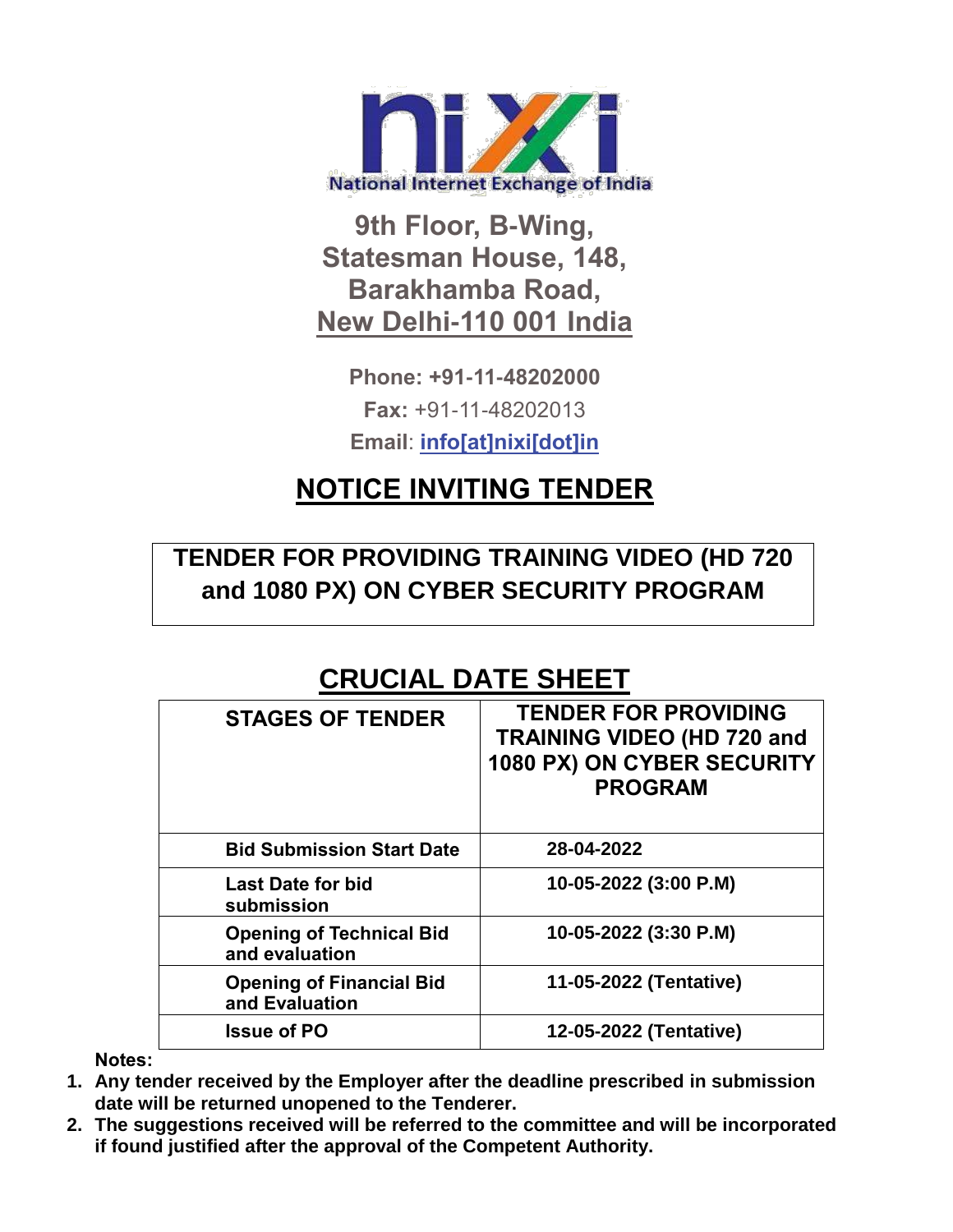National Internet Exchange of India

**9th Floor, B-Wing,**
**Statesman House, 148,**
**Barakhamba Road,**
**New Delhi-110 001 India**

**Phone: +91-11-48202000**

**Fax:** +91-11-48202013

**Email**: **info[at]nixi[dot]in**

# NOTICE INVITING TENDER

## TENDER FOR PROVIDING TRAINING VIDEO (HD 720 and 1080 PX) ON CYBER SECURITY PROGRAM

## CRUCIAL DATE SHEET

| STAGES OF TENDER | TENDER FOR PROVIDING TRAINING VIDEO (HD 720 and 1080 PX) ON CYBER SECURITY PROGRAM |
|---|---|
| **Bid Submission Start Date** | **28-04-2022** |
| **Last Date for bid submission** | **10-05-2022 (3:00 P.M)** |
| **Opening of Technical Bid and evaluation** | **10-05-2022 (3:30 P.M)** |
| **Opening of Financial Bid and Evaluation** | **11-05-2022 (Tentative)** |
| **Issue of PO** | **12-05-2022 (Tentative)** |

**Notes:**

1. **Any tender received by the Employer after the deadline prescribed in submission date will be returned unopened to the Tenderer.**
2. **The suggestions received will be referred to the committee and will be incorporated if found justified after the approval of the Competent Authority.**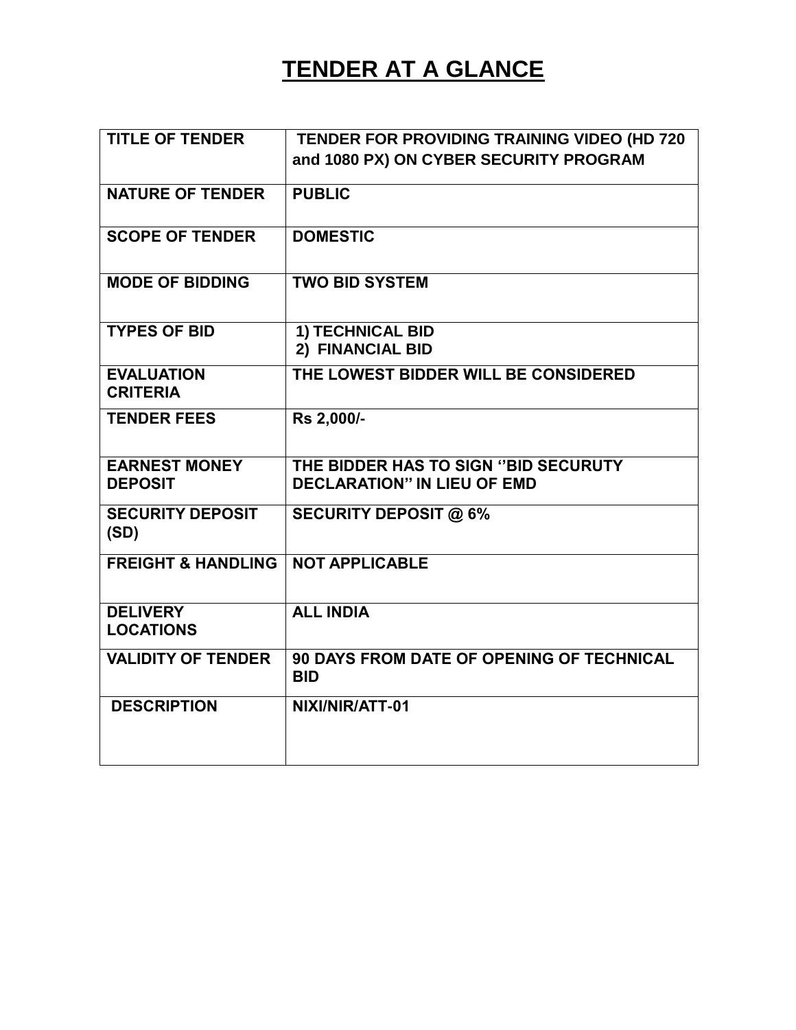# TENDER AT A GLANCE

| | |
|---|---|
| **TITLE OF TENDER** | **TENDER FOR PROVIDING TRAINING VIDEO (HD 720 and 1080 PX) ON CYBER SECURITY PROGRAM** |
| **NATURE OF TENDER** | **PUBLIC** |
| **SCOPE OF TENDER** | **DOMESTIC** |
| **MODE OF BIDDING** | **TWO BID SYSTEM** |
| **TYPES OF BID** | **1) TECHNICAL BID**<br>**2) FINANCIAL BID** |
| **EVALUATION CRITERIA** | **THE LOWEST BIDDER WILL BE CONSIDERED** |
| **TENDER FEES** | **Rs 2,000/-** |
| **EARNEST MONEY DEPOSIT** | **THE BIDDER HAS TO SIGN ''BID SECURUTY DECLARATION'' IN LIEU OF EMD** |
| **SECURITY DEPOSIT (SD)** | **SECURITY DEPOSIT @ 6%** |
| **FREIGHT & HANDLING** | **NOT APPLICABLE** |
| **DELIVERY LOCATIONS** | **ALL INDIA** |
| **VALIDITY OF TENDER** | **90 DAYS FROM DATE OF OPENING OF TECHNICAL BID** |
| **DESCRIPTION** | **NIXI/NIR/ATT-01** |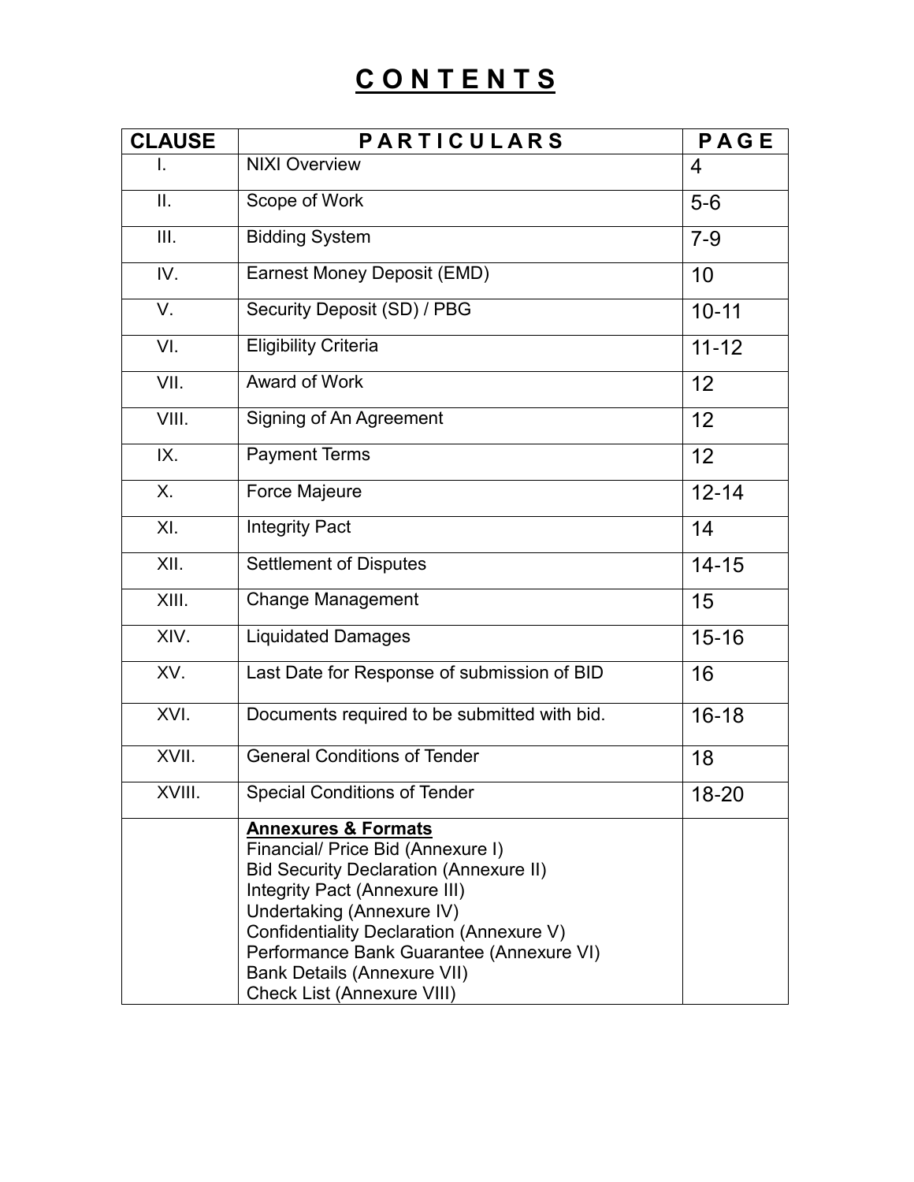# C O N T E N T S

| CLAUSE | P A R T I C U L A R S | P A G E |
|---|---|---|
| I. | NIXI Overview | 4 |
| II. | Scope of Work | 5-6 |
| III. | Bidding System | 7-9 |
| IV. | Earnest Money Deposit (EMD) | 10 |
| V. | Security Deposit (SD) / PBG | 10-11 |
| VI. | Eligibility Criteria | 11-12 |
| VII. | Award of Work | 12 |
| VIII. | Signing of An Agreement | 12 |
| IX. | Payment Terms | 12 |
| X. | Force Majeure | 12-14 |
| XI. | Integrity Pact | 14 |
| XII. | Settlement of Disputes | 14-15 |
| XIII. | Change Management | 15 |
| XIV. | Liquidated Damages | 15-16 |
| XV. | Last Date for Response of submission of BID | 16 |
| XVI. | Documents required to be submitted with bid. | 16-18 |
| XVII. | General Conditions of Tender | 18 |
| XVIII. | Special Conditions of Tender | 18-20 |
| | **Annexures & Formats**<br>Financial/ Price Bid (Annexure I)<br>Bid Security Declaration (Annexure II)<br>Integrity Pact (Annexure III)<br>Undertaking (Annexure IV)<br>Confidentiality Declaration (Annexure V)<br>Performance Bank Guarantee (Annexure VI)<br>Bank Details (Annexure VII)<br>Check List (Annexure VIII) | |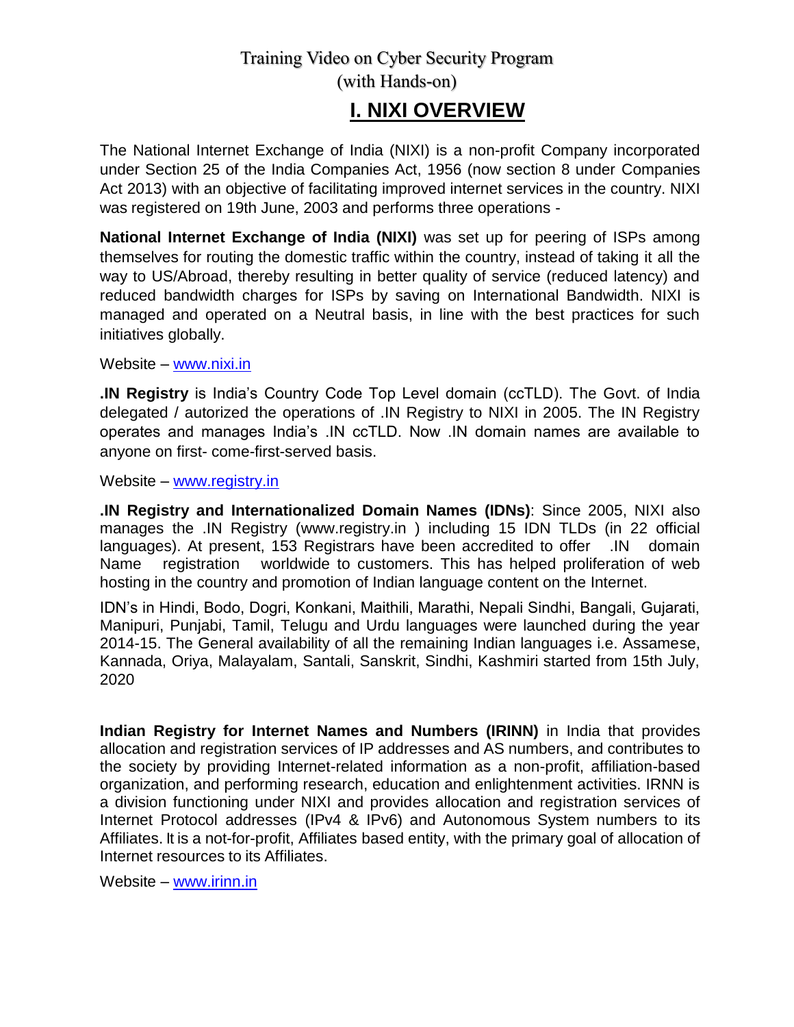Training Video on Cyber Security Program (with Hands-on)

# I. NIXI OVERVIEW

The National Internet Exchange of India (NIXI) is a non-profit Company incorporated under Section 25 of the India Companies Act, 1956 (now section 8 under Companies Act 2013) with an objective of facilitating improved internet services in the country. NIXI was registered on 19th June, 2003 and performs three operations -

**National Internet Exchange of India (NIXI)** was set up for peering of ISPs among themselves for routing the domestic traffic within the country, instead of taking it all the way to US/Abroad, thereby resulting in better quality of service (reduced latency) and reduced bandwidth charges for ISPs by saving on International Bandwidth. NIXI is managed and operated on a Neutral basis, in line with the best practices for such initiatives globally.

Website – [www.nixi.in](http://www.nixi.in)

**.IN Registry** is India's Country Code Top Level domain (ccTLD). The Govt. of India delegated / autorized the operations of .IN Registry to NIXI in 2005. The IN Registry operates and manages India's .IN ccTLD. Now .IN domain names are available to anyone on first- come-first-served basis.

Website – [www.registry.in](http://www.registry.in)

**.IN Registry and Internationalized Domain Names (IDNs)**: Since 2005, NIXI also manages the .IN Registry (www.registry.in ) including 15 IDN TLDs (in 22 official languages). At present, 153 Registrars have been accredited to offer .IN domain Name registration worldwide to customers. This has helped proliferation of web hosting in the country and promotion of Indian language content on the Internet.

IDN's in Hindi, Bodo, Dogri, Konkani, Maithili, Marathi, Nepali Sindhi, Bangali, Gujarati, Manipuri, Punjabi, Tamil, Telugu and Urdu languages were launched during the year 2014-15. The General availability of all the remaining Indian languages i.e. Assamese, Kannada, Oriya, Malayalam, Santali, Sanskrit, Sindhi, Kashmiri started from 15th July, 2020

**Indian Registry for Internet Names and Numbers (IRINN)** in India that provides allocation and registration services of IP addresses and AS numbers, and contributes to the society by providing Internet-related information as a non-profit, affiliation-based organization, and performing research, education and enlightenment activities. IRNN is a division functioning under NIXI and provides allocation and registration services of Internet Protocol addresses (IPv4 & IPv6) and Autonomous System numbers to its Affiliates. It is a not-for-profit, Affiliates based entity, with the primary goal of allocation of Internet resources to its Affiliates.

Website – [www.irinn.in](http://www.irinn.in)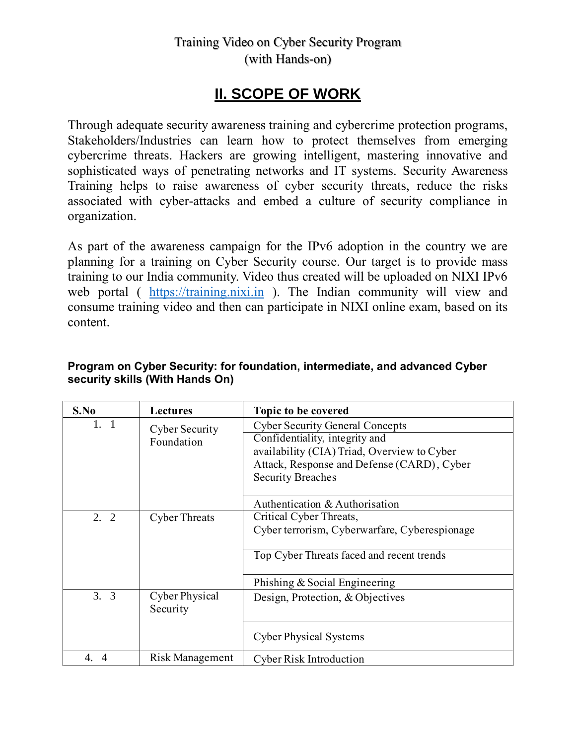Training Video on Cyber Security Program
(with Hands-on)

## II. SCOPE OF WORK

Through adequate security awareness training and cybercrime protection programs, Stakeholders/Industries can learn how to protect themselves from emerging cybercrime threats. Hackers are growing intelligent, mastering innovative and sophisticated ways of penetrating networks and IT systems. Security Awareness Training helps to raise awareness of cyber security threats, reduce the risks associated with cyber-attacks and embed a culture of security compliance in organization.

As part of the awareness campaign for the IPv6 adoption in the country we are planning for a training on Cyber Security course. Our target is to provide mass training to our India community. Video thus created will be uploaded on NIXI IPv6 web portal ( https://training.nixi.in ). The Indian community will view and consume training video and then can participate in NIXI online exam, based on its content.

**Program on Cyber Security: for foundation, intermediate, and advanced Cyber security skills (With Hands On)**

| S.No | Lectures | Topic to be covered |
|---|---|---|
| 1. 1 | Cyber Security Foundation | Cyber Security General Concepts |
| | | Confidentiality, integrity and availability (CIA) Triad, Overview to Cyber Attack, Response and Defense (CARD), Cyber Security Breaches |
| | | Authentication & Authorisation |
| 2. 2 | Cyber Threats | Critical Cyber Threats, Cyber terrorism, Cyberwarfare, Cyberespionage |
| | | Top Cyber Threats faced and recent trends |
| | | Phishing & Social Engineering |
| 3. 3 | Cyber Physical Security | Design, Protection, & Objectives |
| | | Cyber Physical Systems |
| 4. 4 | Risk Management | Cyber Risk Introduction |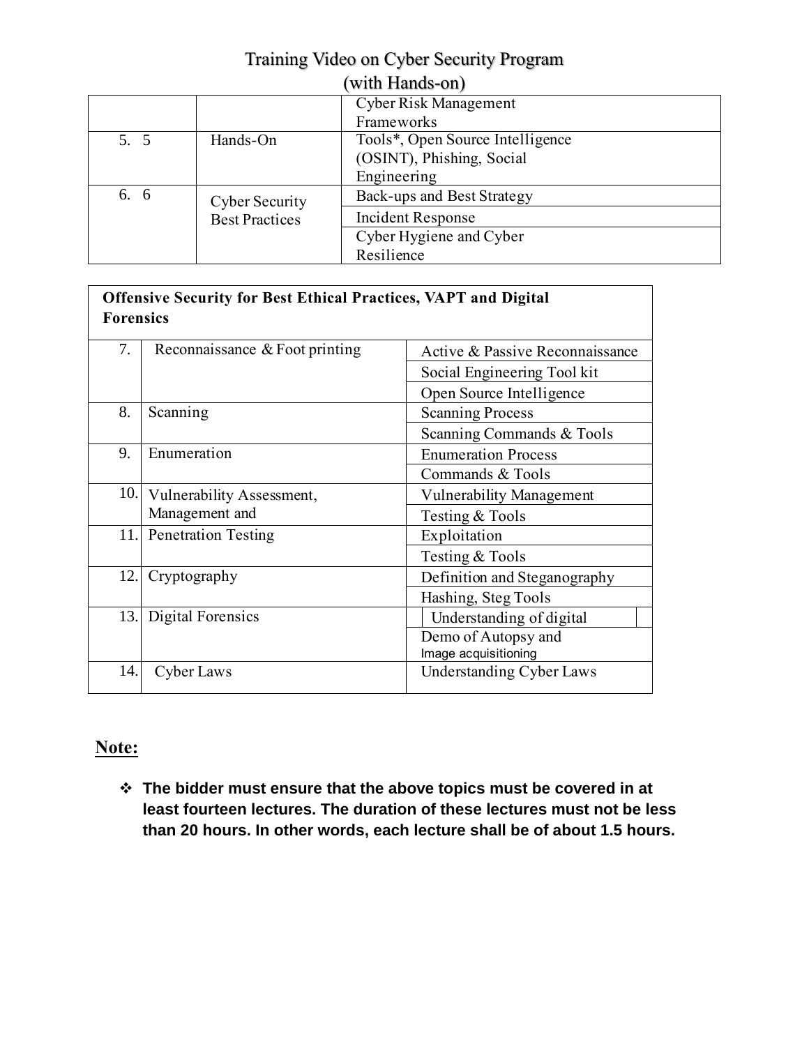# Training Video on Cyber Security Program (with Hands-on)

| | | |
|---|---|---|
| | | Cyber Risk Management Frameworks |
| 5. 5 | Hands-On | Tools*, Open Source Intelligence (OSINT), Phishing, Social Engineering |
| 6. 6 | Cyber Security Best Practices | Back-ups and Best Strategy |
| | | Incident Response |
| | | Cyber Hygiene and Cyber Resilience |

| **Offensive Security for Best Ethical Practices, VAPT and Digital Forensics** | | |
|---|---|---|
| 7. | Reconnaissance & Foot printing | Active & Passive Reconnaissance |
| | | Social Engineering Tool kit |
| | | Open Source Intelligence |
| 8. | Scanning | Scanning Process |
| | | Scanning Commands & Tools |
| 9. | Enumeration | Enumeration Process |
| | | Commands & Tools |
| 10. | Vulnerability Assessment, Management and | Vulnerability Management |
| | | Testing & Tools |
| 11. | Penetration Testing | Exploitation |
| | | Testing & Tools |
| 12. | Cryptography | Definition and Steganography |
| | | Hashing, Steg Tools |
| 13. | Digital Forensics | Understanding of digital |
| | | Demo of Autopsy and Image acquisitioning |
| 14. | Cyber Laws | Understanding Cyber Laws |

## Note:

- **The bidder must ensure that the above topics must be covered in at least fourteen lectures. The duration of these lectures must not be less than 20 hours. In other words, each lecture shall be of about 1.5 hours.**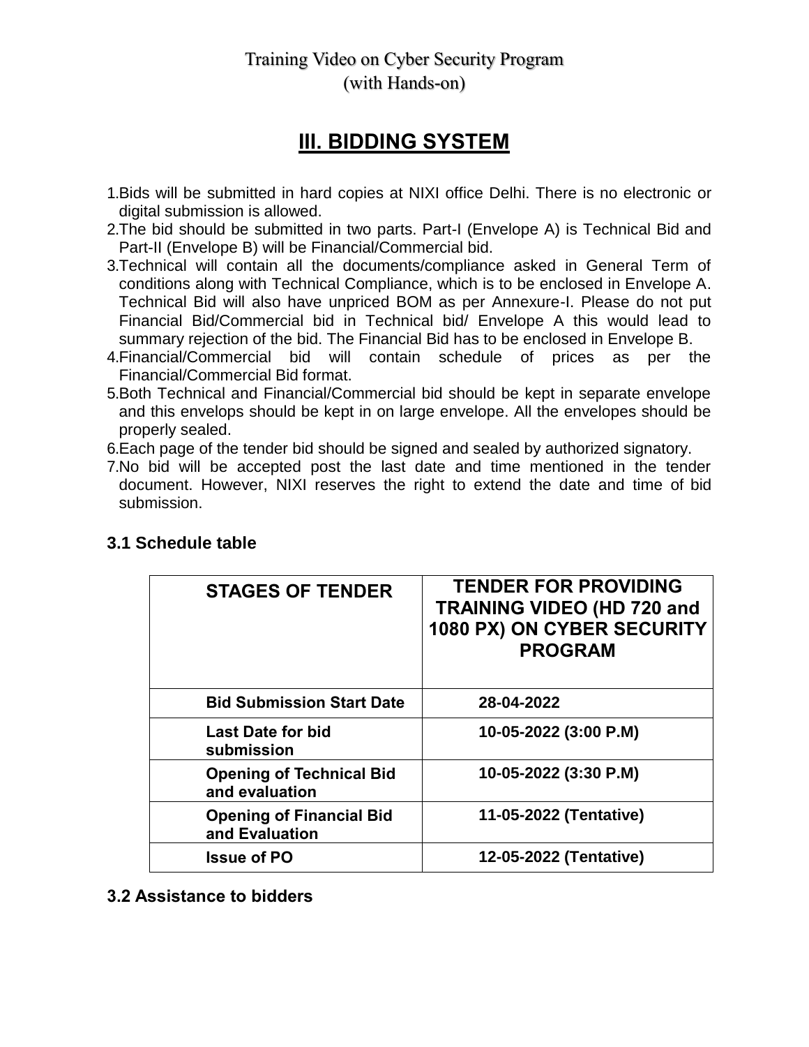Training Video on Cyber Security Program
(with Hands-on)

# III. BIDDING SYSTEM

1. Bids will be submitted in hard copies at NIXI office Delhi. There is no electronic or digital submission is allowed.
2. The bid should be submitted in two parts. Part-I (Envelope A) is Technical Bid and Part-II (Envelope B) will be Financial/Commercial bid.
3. Technical will contain all the documents/compliance asked in General Term of conditions along with Technical Compliance, which is to be enclosed in Envelope A. Technical Bid will also have unpriced BOM as per Annexure-I. Please do not put Financial Bid/Commercial bid in Technical bid/ Envelope A this would lead to summary rejection of the bid. The Financial Bid has to be enclosed in Envelope B.
4. Financial/Commercial bid will contain schedule of prices as per the Financial/Commercial Bid format.
5. Both Technical and Financial/Commercial bid should be kept in separate envelope and this envelops should be kept in on large envelope. All the envelopes should be properly sealed.
6. Each page of the tender bid should be signed and sealed by authorized signatory.
7. No bid will be accepted post the last date and time mentioned in the tender document. However, NIXI reserves the right to extend the date and time of bid submission.

### 3.1 Schedule table

| STAGES OF TENDER | TENDER FOR PROVIDING TRAINING VIDEO (HD 720 and 1080 PX) ON CYBER SECURITY PROGRAM |
|---|---|
| **Bid Submission Start Date** | **28-04-2022** |
| **Last Date for bid submission** | **10-05-2022 (3:00 P.M)** |
| **Opening of Technical Bid and evaluation** | **10-05-2022 (3:30 P.M)** |
| **Opening of Financial Bid and Evaluation** | **11-05-2022 (Tentative)** |
| **Issue of PO** | **12-05-2022 (Tentative)** |

### 3.2 Assistance to bidders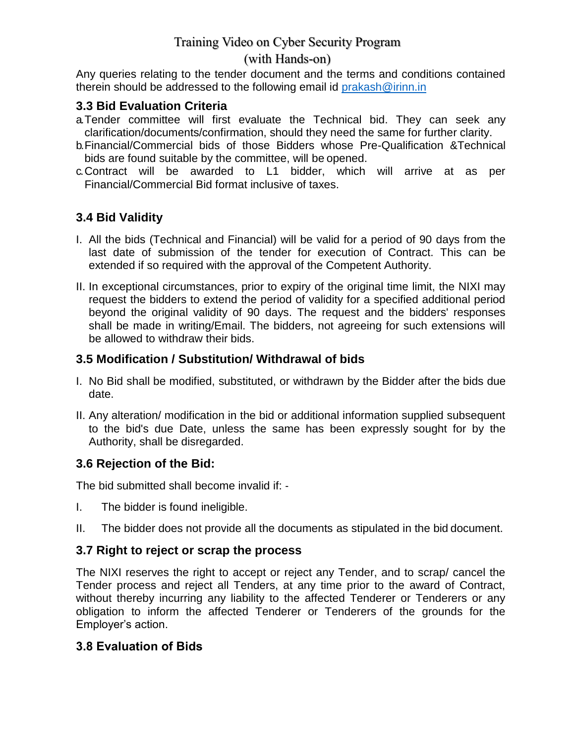Any queries relating to the tender document and the terms and conditions contained therein should be addressed to the following email id prakash@irinn.in

### 3.3 Bid Evaluation Criteria

a. Tender committee will first evaluate the Technical bid. They can seek any clarification/documents/confirmation, should they need the same for further clarity.

b. Financial/Commercial bids of those Bidders whose Pre-Qualification &Technical bids are found suitable by the committee, will be opened.

c. Contract will be awarded to L1 bidder, which will arrive at as per Financial/Commercial Bid format inclusive of taxes.

### 3.4 Bid Validity

I. All the bids (Technical and Financial) will be valid for a period of 90 days from the last date of submission of the tender for execution of Contract. This can be extended if so required with the approval of the Competent Authority.

II. In exceptional circumstances, prior to expiry of the original time limit, the NIXI may request the bidders to extend the period of validity for a specified additional period beyond the original validity of 90 days. The request and the bidders' responses shall be made in writing/Email. The bidders, not agreeing for such extensions will be allowed to withdraw their bids.

### 3.5 Modification / Substitution/ Withdrawal of bids

I. No Bid shall be modified, substituted, or withdrawn by the Bidder after the bids due date.

II. Any alteration/ modification in the bid or additional information supplied subsequent to the bid's due Date, unless the same has been expressly sought for by the Authority, shall be disregarded.

### 3.6 Rejection of the Bid:

The bid submitted shall become invalid if: -

I. The bidder is found ineligible.

II. The bidder does not provide all the documents as stipulated in the bid document.

### 3.7 Right to reject or scrap the process

The NIXI reserves the right to accept or reject any Tender, and to scrap/ cancel the Tender process and reject all Tenders, at any time prior to the award of Contract, without thereby incurring any liability to the affected Tenderer or Tenderers or any obligation to inform the affected Tenderer or Tenderers of the grounds for the Employer's action.

### 3.8 Evaluation of Bids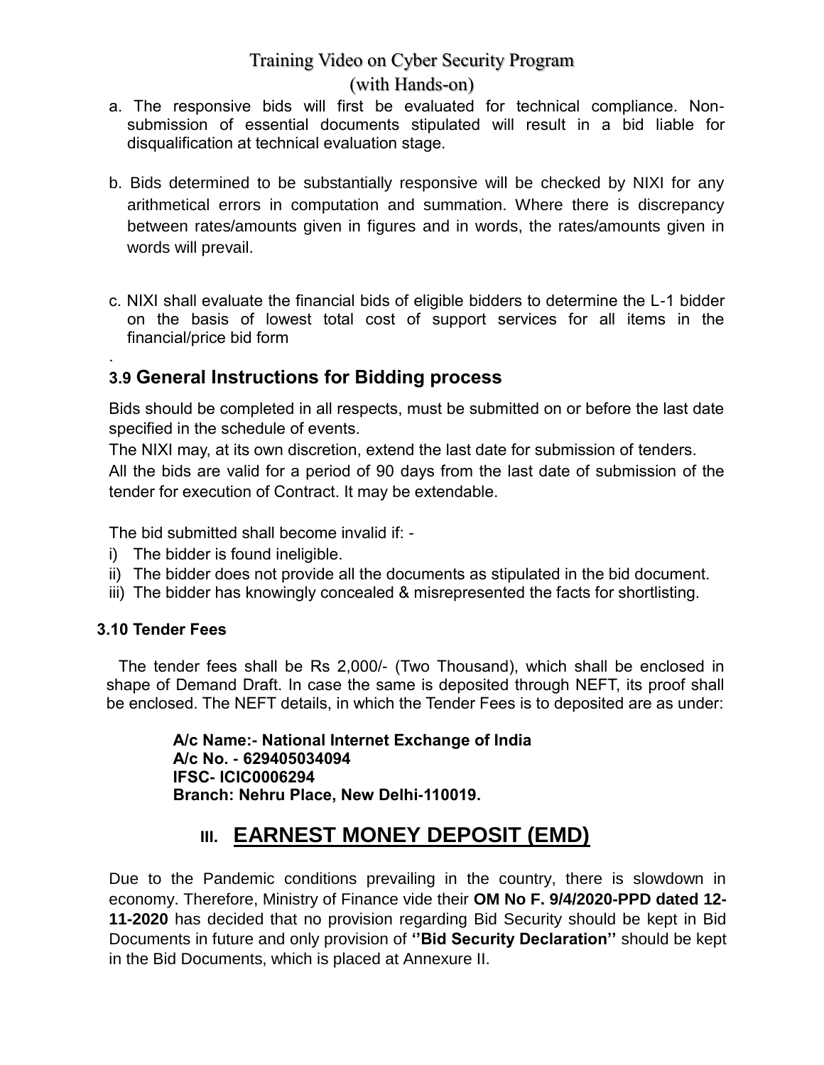a. The responsive bids will first be evaluated for technical compliance. Non-submission of essential documents stipulated will result in a bid liable for disqualification at technical evaluation stage.

b. Bids determined to be substantially responsive will be checked by NIXI for any arithmetical errors in computation and summation. Where there is discrepancy between rates/amounts given in figures and in words, the rates/amounts given in words will prevail.

c. NIXI shall evaluate the financial bids of eligible bidders to determine the L-1 bidder on the basis of lowest total cost of support services for all items in the financial/price bid form

.

### 3.9 General Instructions for Bidding process

Bids should be completed in all respects, must be submitted on or before the last date specified in the schedule of events.

The NIXI may, at its own discretion, extend the last date for submission of tenders.

All the bids are valid for a period of 90 days from the last date of submission of the tender for execution of Contract. It may be extendable.

The bid submitted shall become invalid if: -

i) The bidder is found ineligible.
ii) The bidder does not provide all the documents as stipulated in the bid document.
iii) The bidder has knowingly concealed & misrepresented the facts for shortlisting.

#### 3.10 Tender Fees

The tender fees shall be Rs 2,000/- (Two Thousand), which shall be enclosed in shape of Demand Draft. In case the same is deposited through NEFT, its proof shall be enclosed. The NEFT details, in which the Tender Fees is to deposited are as under:

**A/c Name:- National Internet Exchange of India**
**A/c No. - 629405034094**
**IFSC- ICIC0006294**
**Branch: Nehru Place, New Delhi-110019.**

## III. EARNEST MONEY DEPOSIT (EMD)

Due to the Pandemic conditions prevailing in the country, there is slowdown in economy. Therefore, Ministry of Finance vide their **OM No F. 9/4/2020-PPD dated 12-11-2020** has decided that no provision regarding Bid Security should be kept in Bid Documents in future and only provision of **''Bid Security Declaration''** should be kept in the Bid Documents, which is placed at Annexure II.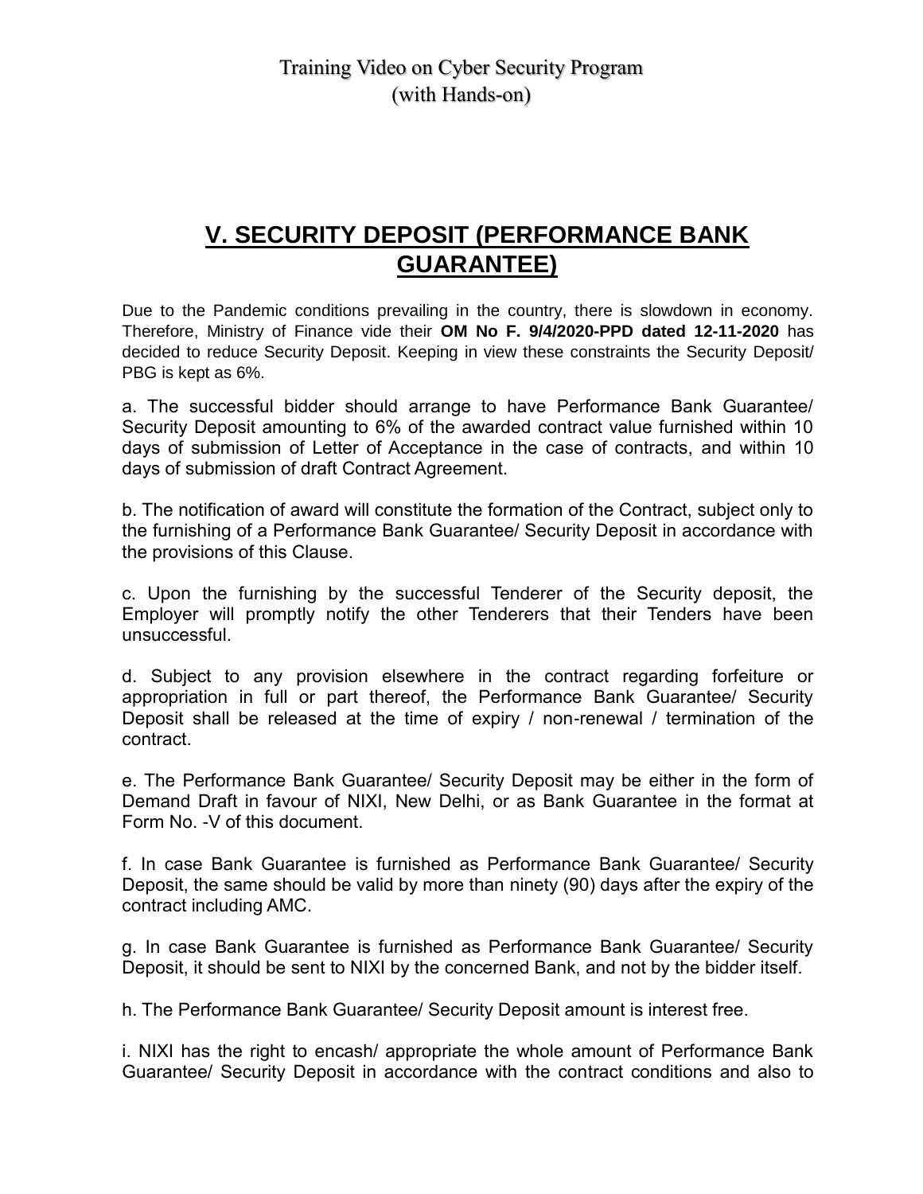## V. SECURITY DEPOSIT (PERFORMANCE BANK GUARANTEE)

Due to the Pandemic conditions prevailing in the country, there is slowdown in economy. Therefore, Ministry of Finance vide their **OM No F. 9/4/2020-PPD dated 12-11-2020** has decided to reduce Security Deposit. Keeping in view these constraints the Security Deposit/ PBG is kept as 6%.

a. The successful bidder should arrange to have Performance Bank Guarantee/ Security Deposit amounting to 6% of the awarded contract value furnished within 10 days of submission of Letter of Acceptance in the case of contracts, and within 10 days of submission of draft Contract Agreement.

b. The notification of award will constitute the formation of the Contract, subject only to the furnishing of a Performance Bank Guarantee/ Security Deposit in accordance with the provisions of this Clause.

c. Upon the furnishing by the successful Tenderer of the Security deposit, the Employer will promptly notify the other Tenderers that their Tenders have been unsuccessful.

d. Subject to any provision elsewhere in the contract regarding forfeiture or appropriation in full or part thereof, the Performance Bank Guarantee/ Security Deposit shall be released at the time of expiry / non-renewal / termination of the contract.

e. The Performance Bank Guarantee/ Security Deposit may be either in the form of Demand Draft in favour of NIXI, New Delhi, or as Bank Guarantee in the format at Form No. -V of this document.

f. In case Bank Guarantee is furnished as Performance Bank Guarantee/ Security Deposit, the same should be valid by more than ninety (90) days after the expiry of the contract including AMC.

g. In case Bank Guarantee is furnished as Performance Bank Guarantee/ Security Deposit, it should be sent to NIXI by the concerned Bank, and not by the bidder itself.

h. The Performance Bank Guarantee/ Security Deposit amount is interest free.

i. NIXI has the right to encash/ appropriate the whole amount of Performance Bank Guarantee/ Security Deposit in accordance with the contract conditions and also to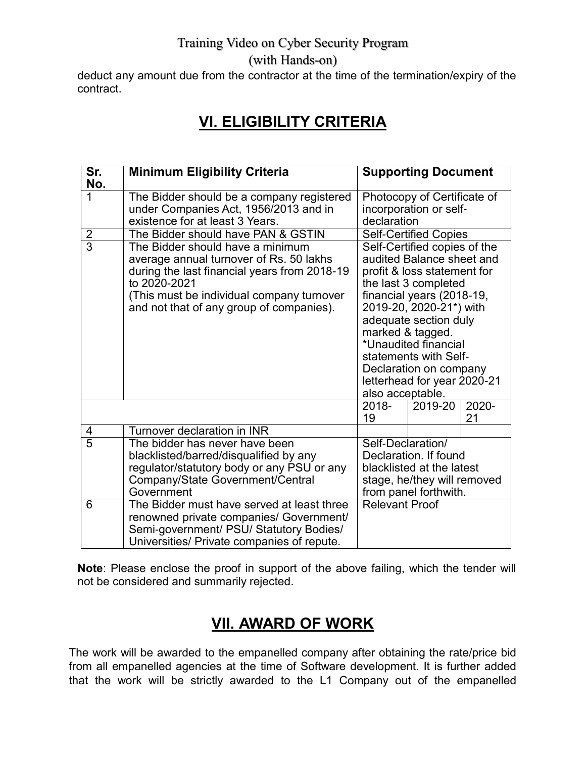deduct any amount due from the contractor at the time of the termination/expiry of the contract.

## VI. ELIGIBILITY CRITERIA

| Sr. No. | Minimum Eligibility Criteria | Supporting Document | | |
|---|---|---|---|---|
| 1 | The Bidder should be a company registered under Companies Act, 1956/2013 and in existence for at least 3 Years. | Photocopy of Certificate of incorporation or self-declaration | | |
| 2 | The Bidder should have PAN & GSTIN | Self-Certified Copies | | |
| 3 | The Bidder should have a minimum average annual turnover of Rs. 50 lakhs during the last financial years from 2018-19 to 2020-2021 (This must be individual company turnover and not that of any group of companies). | Self-Certified copies of the audited Balance sheet and profit & loss statement for the last 3 completed financial years (2018-19, 2019-20, 2020-21*) with adequate section duly marked & tagged. *Unaudited financial statements with Self-Declaration on company letterhead for year 2020-21 also acceptable. | | |
| | | 2018-19 | 2019-20 | 2020-21 |
| 4 | Turnover declaration in INR | | | |
| 5 | The bidder has never have been blacklisted/barred/disqualified by any regulator/statutory body or any PSU or any Company/State Government/Central Government | Self-Declaration/ Declaration. If found blacklisted at the latest stage, he/they will removed from panel forthwith. | | |
| 6 | The Bidder must have served at least three renowned private companies/ Government/ Semi-government/ PSU/ Statutory Bodies/ Universities/ Private companies of repute. | Relevant Proof | | |

**Note**: Please enclose the proof in support of the above failing, which the tender will not be considered and summarily rejected.

## VII. AWARD OF WORK

The work will be awarded to the empanelled company after obtaining the rate/price bid from all empanelled agencies at the time of Software development. It is further added that the work will be strictly awarded to the L1 Company out of the empanelled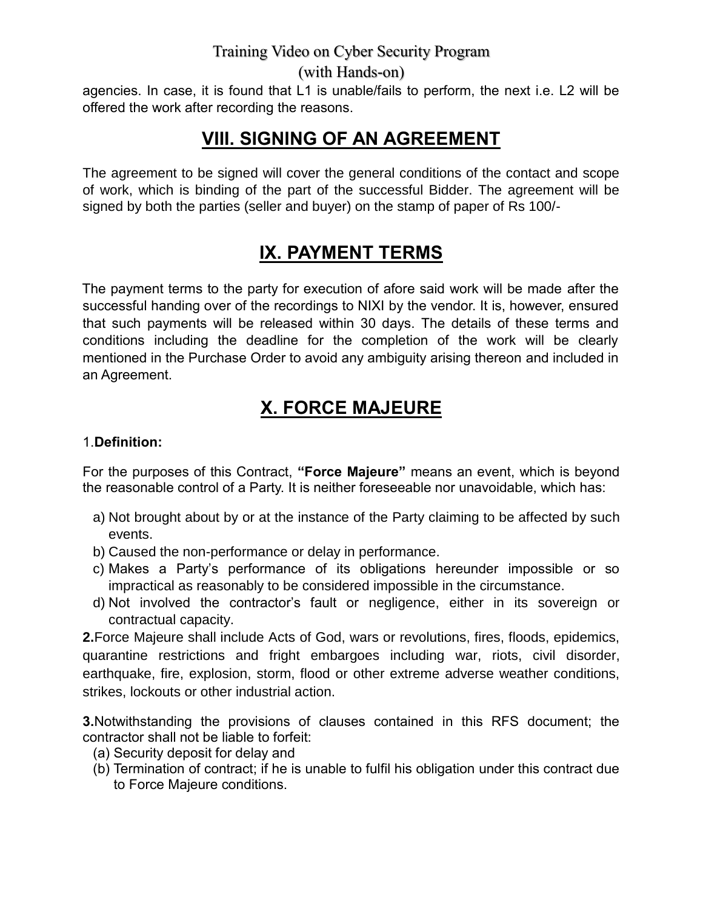agencies. In case, it is found that L1 is unable/fails to perform, the next i.e. L2 will be offered the work after recording the reasons.

## VIII. SIGNING OF AN AGREEMENT

The agreement to be signed will cover the general conditions of the contact and scope of work, which is binding of the part of the successful Bidder. The agreement will be signed by both the parties (seller and buyer) on the stamp of paper of Rs 100/-

## IX. PAYMENT TERMS

The payment terms to the party for execution of afore said work will be made after the successful handing over of the recordings to NIXI by the vendor. It is, however, ensured that such payments will be released within 30 days. The details of these terms and conditions including the deadline for the completion of the work will be clearly mentioned in the Purchase Order to avoid any ambiguity arising thereon and included in an Agreement.

## X. FORCE MAJEURE

1.**Definition:**

For the purposes of this Contract, **"Force Majeure"** means an event, which is beyond the reasonable control of a Party. It is neither foreseeable nor unavoidable, which has:

a) Not brought about by or at the instance of the Party claiming to be affected by such events.
b) Caused the non-performance or delay in performance.
c) Makes a Party's performance of its obligations hereunder impossible or so impractical as reasonably to be considered impossible in the circumstance.
d) Not involved the contractor's fault or negligence, either in its sovereign or contractual capacity.

**2.**Force Majeure shall include Acts of God, wars or revolutions, fires, floods, epidemics, quarantine restrictions and fright embargoes including war, riots, civil disorder, earthquake, fire, explosion, storm, flood or other extreme adverse weather conditions, strikes, lockouts or other industrial action.

**3.**Notwithstanding the provisions of clauses contained in this RFS document; the contractor shall not be liable to forfeit:

(a) Security deposit for delay and
(b) Termination of contract; if he is unable to fulfil his obligation under this contract due to Force Majeure conditions.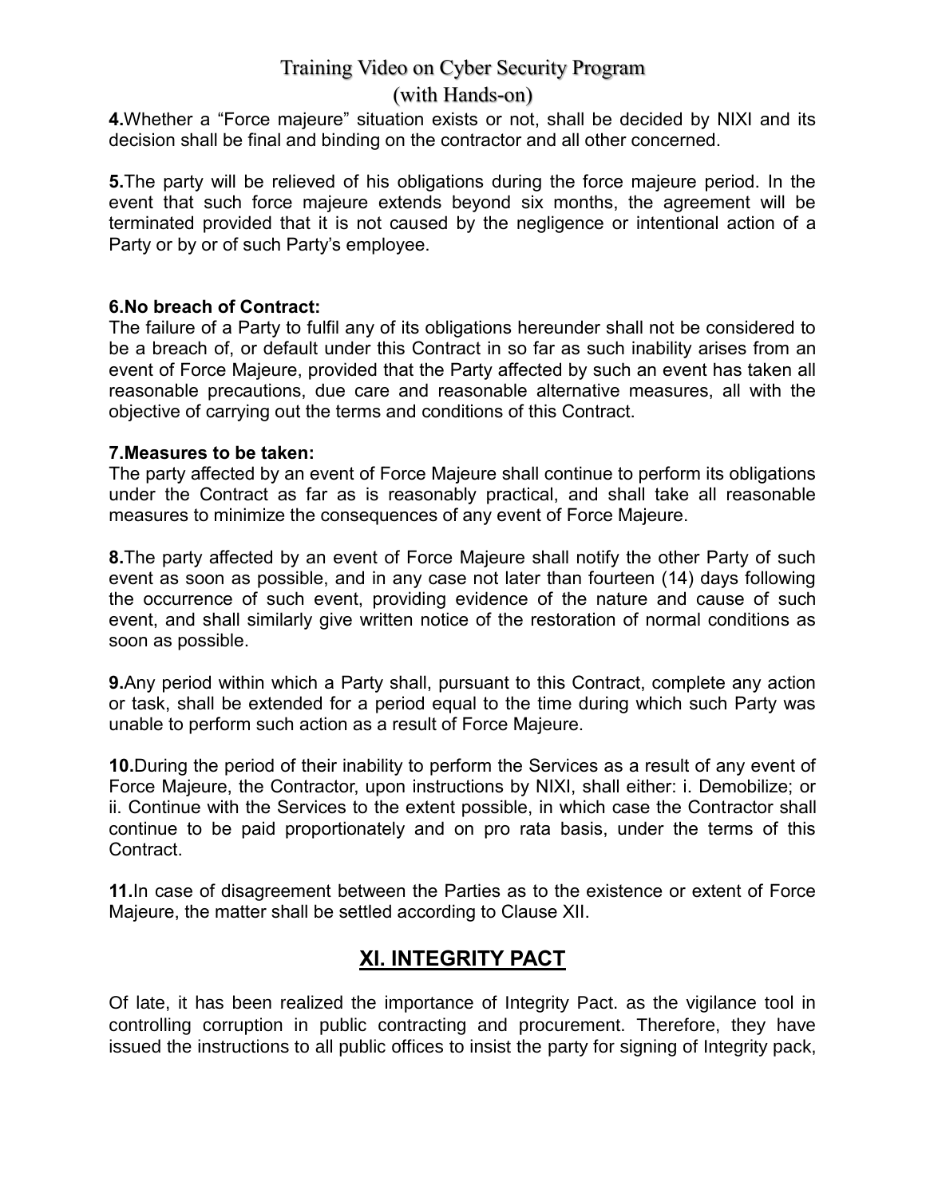**4.**Whether a "Force majeure" situation exists or not, shall be decided by NIXI and its decision shall be final and binding on the contractor and all other concerned.

**5.**The party will be relieved of his obligations during the force majeure period. In the event that such force majeure extends beyond six months, the agreement will be terminated provided that it is not caused by the negligence or intentional action of a Party or by or of such Party's employee.

**6.No breach of Contract:**
The failure of a Party to fulfil any of its obligations hereunder shall not be considered to be a breach of, or default under this Contract in so far as such inability arises from an event of Force Majeure, provided that the Party affected by such an event has taken all reasonable precautions, due care and reasonable alternative measures, all with the objective of carrying out the terms and conditions of this Contract.

**7.Measures to be taken:**
The party affected by an event of Force Majeure shall continue to perform its obligations under the Contract as far as is reasonably practical, and shall take all reasonable measures to minimize the consequences of any event of Force Majeure.

**8.**The party affected by an event of Force Majeure shall notify the other Party of such event as soon as possible, and in any case not later than fourteen (14) days following the occurrence of such event, providing evidence of the nature and cause of such event, and shall similarly give written notice of the restoration of normal conditions as soon as possible.

**9.**Any period within which a Party shall, pursuant to this Contract, complete any action or task, shall be extended for a period equal to the time during which such Party was unable to perform such action as a result of Force Majeure.

**10.**During the period of their inability to perform the Services as a result of any event of Force Majeure, the Contractor, upon instructions by NIXI, shall either: i. Demobilize; or ii. Continue with the Services to the extent possible, in which case the Contractor shall continue to be paid proportionately and on pro rata basis, under the terms of this Contract.

**11.**In case of disagreement between the Parties as to the existence or extent of Force Majeure, the matter shall be settled according to Clause XII.

## XI. INTEGRITY PACT

Of late, it has been realized the importance of Integrity Pact. as the vigilance tool in controlling corruption in public contracting and procurement. Therefore, they have issued the instructions to all public offices to insist the party for signing of Integrity pack,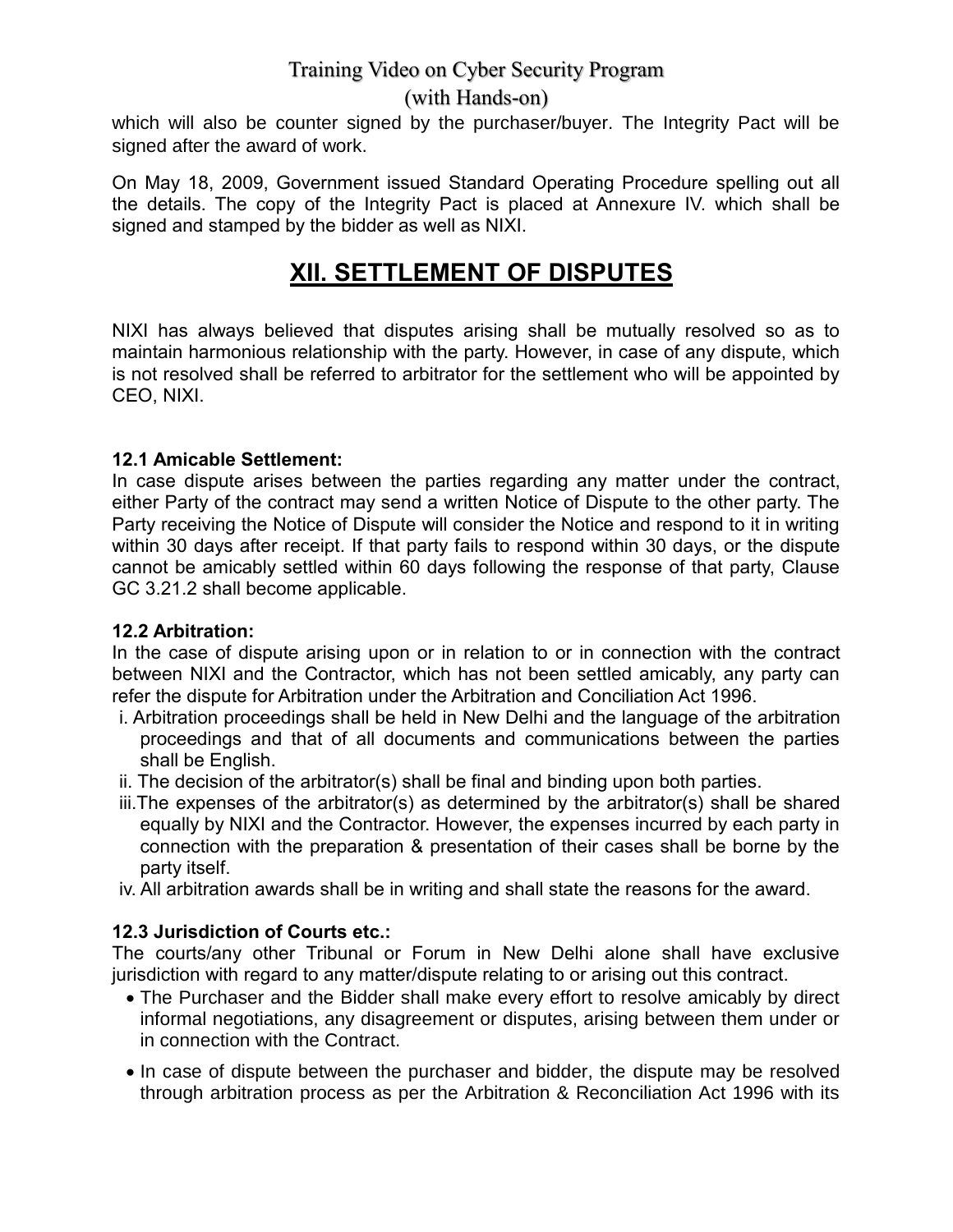which will also be counter signed by the purchaser/buyer. The Integrity Pact will be signed after the award of work.

On May 18, 2009, Government issued Standard Operating Procedure spelling out all the details. The copy of the Integrity Pact is placed at Annexure IV. which shall be signed and stamped by the bidder as well as NIXI.

# XII. SETTLEMENT OF DISPUTES

NIXI has always believed that disputes arising shall be mutually resolved so as to maintain harmonious relationship with the party. However, in case of any dispute, which is not resolved shall be referred to arbitrator for the settlement who will be appointed by CEO, NIXI.

**12.1 Amicable Settlement:**
In case dispute arises between the parties regarding any matter under the contract, either Party of the contract may send a written Notice of Dispute to the other party. The Party receiving the Notice of Dispute will consider the Notice and respond to it in writing within 30 days after receipt. If that party fails to respond within 30 days, or the dispute cannot be amicably settled within 60 days following the response of that party, Clause GC 3.21.2 shall become applicable.

**12.2 Arbitration:**
In the case of dispute arising upon or in relation to or in connection with the contract between NIXI and the Contractor, which has not been settled amicably, any party can refer the dispute for Arbitration under the Arbitration and Conciliation Act 1996.

i. Arbitration proceedings shall be held in New Delhi and the language of the arbitration proceedings and that of all documents and communications between the parties shall be English.
ii. The decision of the arbitrator(s) shall be final and binding upon both parties.
iii. The expenses of the arbitrator(s) as determined by the arbitrator(s) shall be shared equally by NIXI and the Contractor. However, the expenses incurred by each party in connection with the preparation & presentation of their cases shall be borne by the party itself.
iv. All arbitration awards shall be in writing and shall state the reasons for the award.

**12.3 Jurisdiction of Courts etc.:**
The courts/any other Tribunal or Forum in New Delhi alone shall have exclusive jurisdiction with regard to any matter/dispute relating to or arising out this contract.

- The Purchaser and the Bidder shall make every effort to resolve amicably by direct informal negotiations, any disagreement or disputes, arising between them under or in connection with the Contract.
- In case of dispute between the purchaser and bidder, the dispute may be resolved through arbitration process as per the Arbitration & Reconciliation Act 1996 with its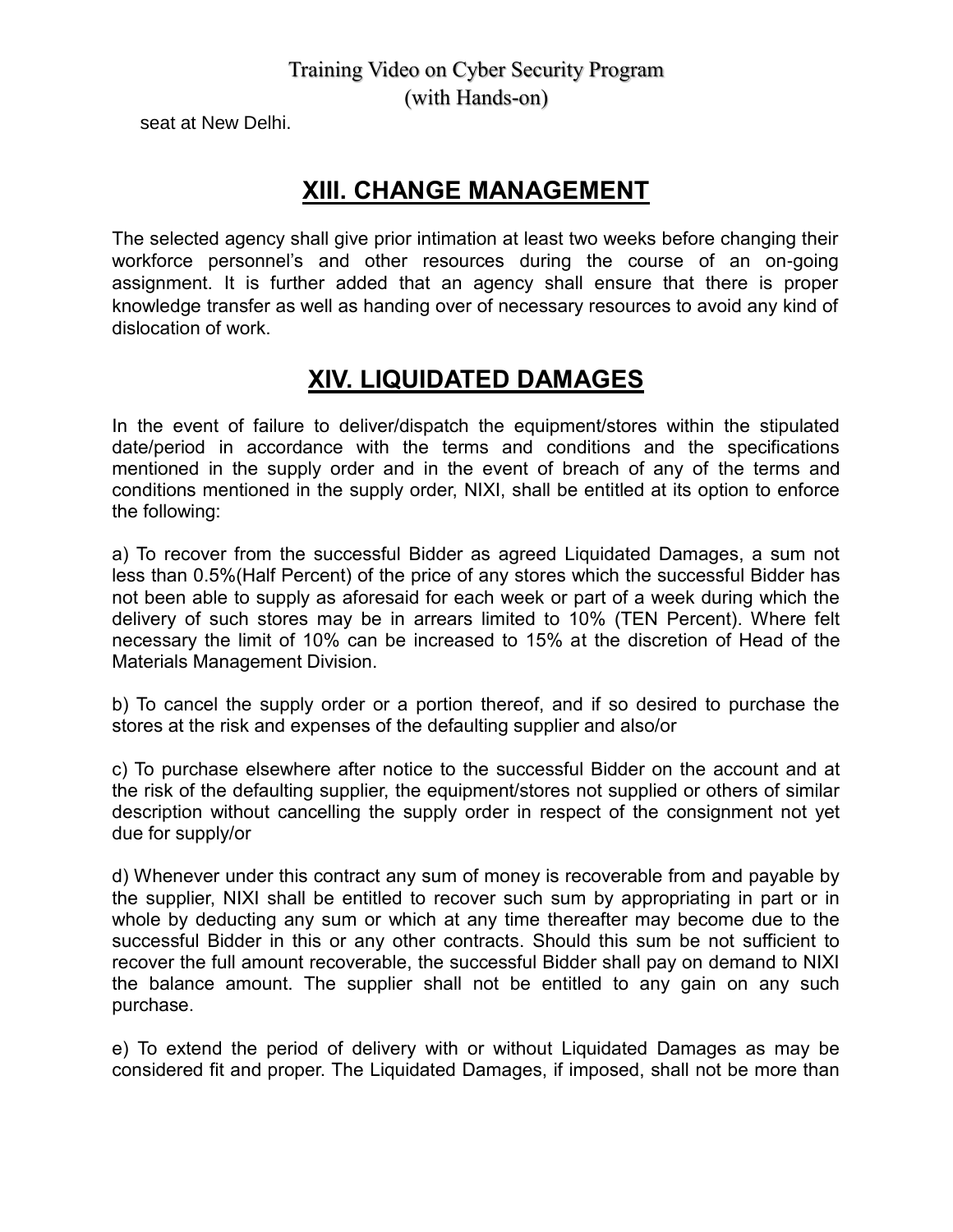seat at New Delhi.

## XIII. CHANGE MANAGEMENT

The selected agency shall give prior intimation at least two weeks before changing their workforce personnel's and other resources during the course of an on-going assignment. It is further added that an agency shall ensure that there is proper knowledge transfer as well as handing over of necessary resources to avoid any kind of dislocation of work.

## XIV. LIQUIDATED DAMAGES

In the event of failure to deliver/dispatch the equipment/stores within the stipulated date/period in accordance with the terms and conditions and the specifications mentioned in the supply order and in the event of breach of any of the terms and conditions mentioned in the supply order, NIXI, shall be entitled at its option to enforce the following:

a) To recover from the successful Bidder as agreed Liquidated Damages, a sum not less than 0.5%(Half Percent) of the price of any stores which the successful Bidder has not been able to supply as aforesaid for each week or part of a week during which the delivery of such stores may be in arrears limited to 10% (TEN Percent). Where felt necessary the limit of 10% can be increased to 15% at the discretion of Head of the Materials Management Division.

b) To cancel the supply order or a portion thereof, and if so desired to purchase the stores at the risk and expenses of the defaulting supplier and also/or

c) To purchase elsewhere after notice to the successful Bidder on the account and at the risk of the defaulting supplier, the equipment/stores not supplied or others of similar description without cancelling the supply order in respect of the consignment not yet due for supply/or

d) Whenever under this contract any sum of money is recoverable from and payable by the supplier, NIXI shall be entitled to recover such sum by appropriating in part or in whole by deducting any sum or which at any time thereafter may become due to the successful Bidder in this or any other contracts. Should this sum be not sufficient to recover the full amount recoverable, the successful Bidder shall pay on demand to NIXI the balance amount. The supplier shall not be entitled to any gain on any such purchase.

e) To extend the period of delivery with or without Liquidated Damages as may be considered fit and proper. The Liquidated Damages, if imposed, shall not be more than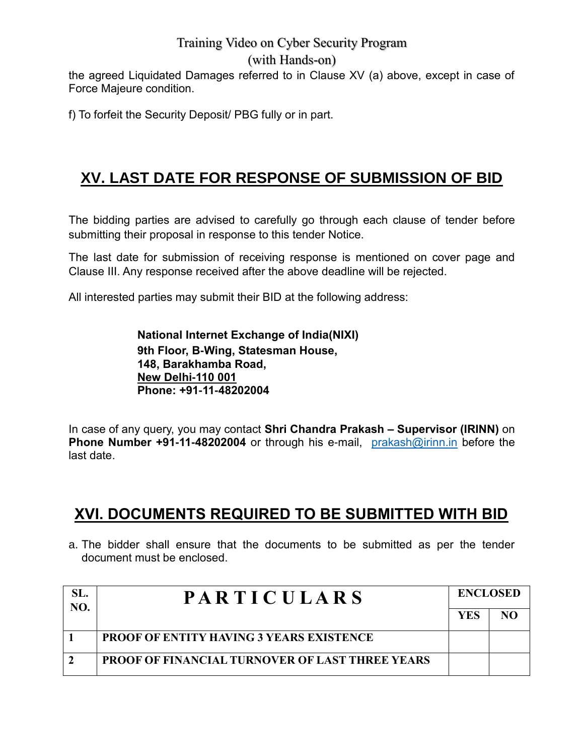the agreed Liquidated Damages referred to in Clause XV (a) above, except in case of Force Majeure condition.

f) To forfeit the Security Deposit/ PBG fully or in part.

## XV. LAST DATE FOR RESPONSE OF SUBMISSION OF BID

The bidding parties are advised to carefully go through each clause of tender before submitting their proposal in response to this tender Notice.

The last date for submission of receiving response is mentioned on cover page and Clause III. Any response received after the above deadline will be rejected.

All interested parties may submit their BID at the following address:

**National Internet Exchange of India(NIXI)**
**9th Floor, B-Wing, Statesman House,**
**148, Barakhamba Road,**
**New Delhi-110 001**
**Phone: +91-11-48202004**

In case of any query, you may contact **Shri Chandra Prakash – Supervisor (IRINN)** on **Phone Number +91-11-48202004** or through his e-mail, prakash@irinn.in before the last date.

## XVI. DOCUMENTS REQUIRED TO BE SUBMITTED WITH BID

a. The bidder shall ensure that the documents to be submitted as per the tender document must be enclosed.

| SL. NO. | PARTICULARS | ENCLOSED | |
|---|---|---|---|
| | | YES | NO |
| 1 | PROOF OF ENTITY HAVING 3 YEARS EXISTENCE | | |
| 2 | PROOF OF FINANCIAL TURNOVER OF LAST THREE YEARS | | |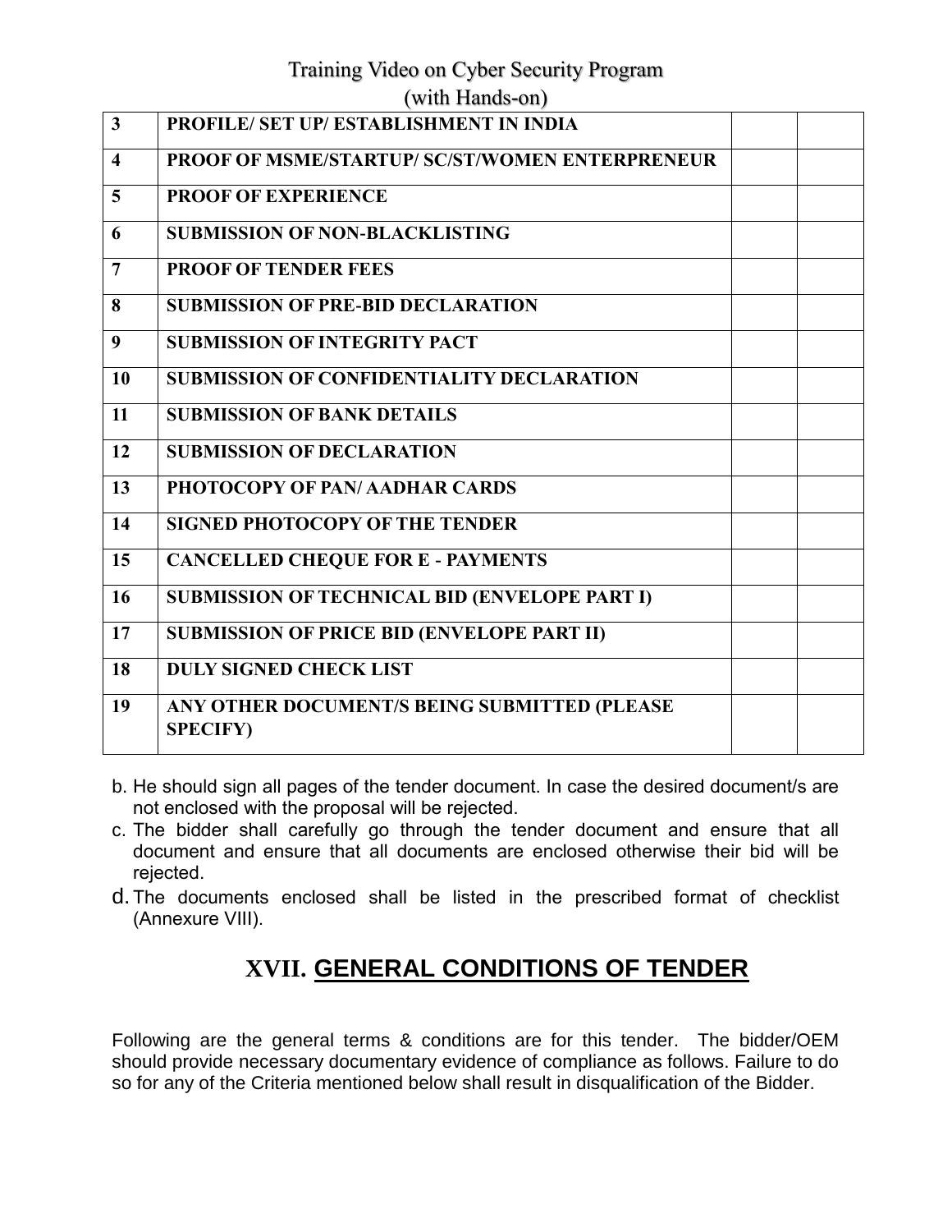| 3 | PROFILE/ SET UP/ ESTABLISHMENT IN INDIA | | |
|---|---|---|---|
| 4 | PROOF OF MSME/STARTUP/ SC/ST/WOMEN ENTERPRENEUR | | |
| 5 | PROOF OF EXPERIENCE | | |
| 6 | SUBMISSION OF NON-BLACKLISTING | | |
| 7 | PROOF OF TENDER FEES | | |
| 8 | SUBMISSION OF PRE-BID DECLARATION | | |
| 9 | SUBMISSION OF INTEGRITY PACT | | |
| 10 | SUBMISSION OF CONFIDENTIALITY DECLARATION | | |
| 11 | SUBMISSION OF BANK DETAILS | | |
| 12 | SUBMISSION OF DECLARATION | | |
| 13 | PHOTOCOPY OF PAN/ AADHAR CARDS | | |
| 14 | SIGNED PHOTOCOPY OF THE TENDER | | |
| 15 | CANCELLED CHEQUE FOR E - PAYMENTS | | |
| 16 | SUBMISSION OF TECHNICAL BID (ENVELOPE PART I) | | |
| 17 | SUBMISSION OF PRICE BID (ENVELOPE PART II) | | |
| 18 | DULY SIGNED CHECK LIST | | |
| 19 | ANY OTHER DOCUMENT/S BEING SUBMITTED (PLEASE SPECIFY) | | |

b. He should sign all pages of the tender document. In case the desired document/s are not enclosed with the proposal will be rejected.

c. The bidder shall carefully go through the tender document and ensure that all document and ensure that all documents are enclosed otherwise their bid will be rejected.

d. The documents enclosed shall be listed in the prescribed format of checklist (Annexure VIII).

## XVII. GENERAL CONDITIONS OF TENDER

Following are the general terms & conditions are for this tender. The bidder/OEM should provide necessary documentary evidence of compliance as follows. Failure to do so for any of the Criteria mentioned below shall result in disqualification of the Bidder.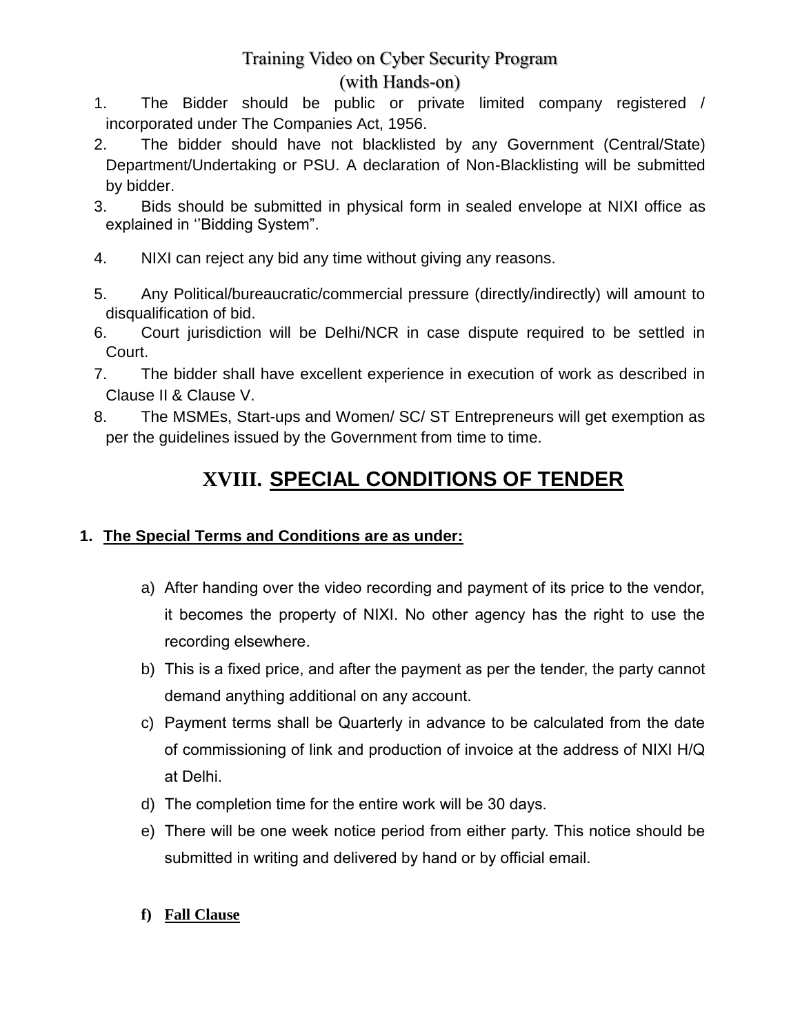1. The Bidder should be public or private limited company registered / incorporated under The Companies Act, 1956.
2. The bidder should have not blacklisted by any Government (Central/State) Department/Undertaking or PSU. A declaration of Non-Blacklisting will be submitted by bidder.
3. Bids should be submitted in physical form in sealed envelope at NIXI office as explained in ‘’Bidding System”.
4. NIXI can reject any bid any time without giving any reasons.
5. Any Political/bureaucratic/commercial pressure (directly/indirectly) will amount to disqualification of bid.
6. Court jurisdiction will be Delhi/NCR in case dispute required to be settled in Court.
7. The bidder shall have excellent experience in execution of work as described in Clause II & Clause V.
8. The MSMEs, Start-ups and Women/ SC/ ST Entrepreneurs will get exemption as per the guidelines issued by the Government from time to time.

# XVIII. SPECIAL CONDITIONS OF TENDER

**1. The Special Terms and Conditions are as under:**

a) After handing over the video recording and payment of its price to the vendor, it becomes the property of NIXI. No other agency has the right to use the recording elsewhere.

b) This is a fixed price, and after the payment as per the tender, the party cannot demand anything additional on any account.

c) Payment terms shall be Quarterly in advance to be calculated from the date of commissioning of link and production of invoice at the address of NIXI H/Q at Delhi.

d) The completion time for the entire work will be 30 days.

e) There will be one week notice period from either party. This notice should be submitted in writing and delivered by hand or by official email.

**f) Fall Clause**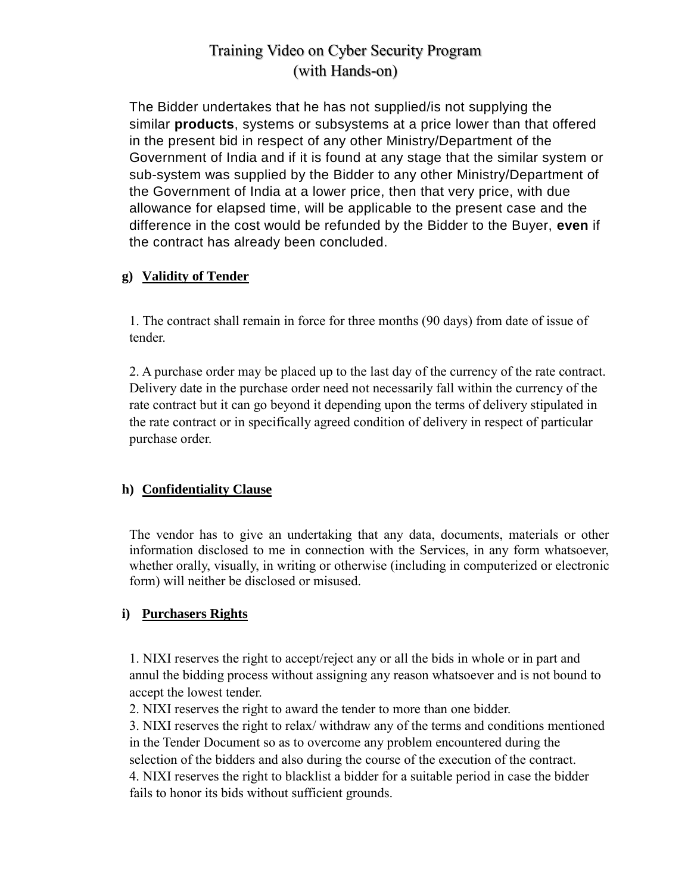The Bidder undertakes that he has not supplied/is not supplying the similar **products**, systems or subsystems at a price lower than that offered in the present bid in respect of any other Ministry/Department of the Government of India and if it is found at any stage that the similar system or sub-system was supplied by the Bidder to any other Ministry/Department of the Government of India at a lower price, then that very price, with due allowance for elapsed time, will be applicable to the present case and the difference in the cost would be refunded by the Bidder to the Buyer, **even** if the contract has already been concluded.

**g) <u>Validity of Tender</u>**

1. The contract shall remain in force for three months (90 days) from date of issue of tender.

2. A purchase order may be placed up to the last day of the currency of the rate contract. Delivery date in the purchase order need not necessarily fall within the currency of the rate contract but it can go beyond it depending upon the terms of delivery stipulated in the rate contract or in specifically agreed condition of delivery in respect of particular purchase order.

**h) <u>Confidentiality Clause</u>**

The vendor has to give an undertaking that any data, documents, materials or other information disclosed to me in connection with the Services, in any form whatsoever, whether orally, visually, in writing or otherwise (including in computerized or electronic form) will neither be disclosed or misused.

**i) <u>Purchasers Rights</u>**

1. NIXI reserves the right to accept/reject any or all the bids in whole or in part and annul the bidding process without assigning any reason whatsoever and is not bound to accept the lowest tender.
2. NIXI reserves the right to award the tender to more than one bidder.
3. NIXI reserves the right to relax/ withdraw any of the terms and conditions mentioned in the Tender Document so as to overcome any problem encountered during the selection of the bidders and also during the course of the execution of the contract.
4. NIXI reserves the right to blacklist a bidder for a suitable period in case the bidder fails to honor its bids without sufficient grounds.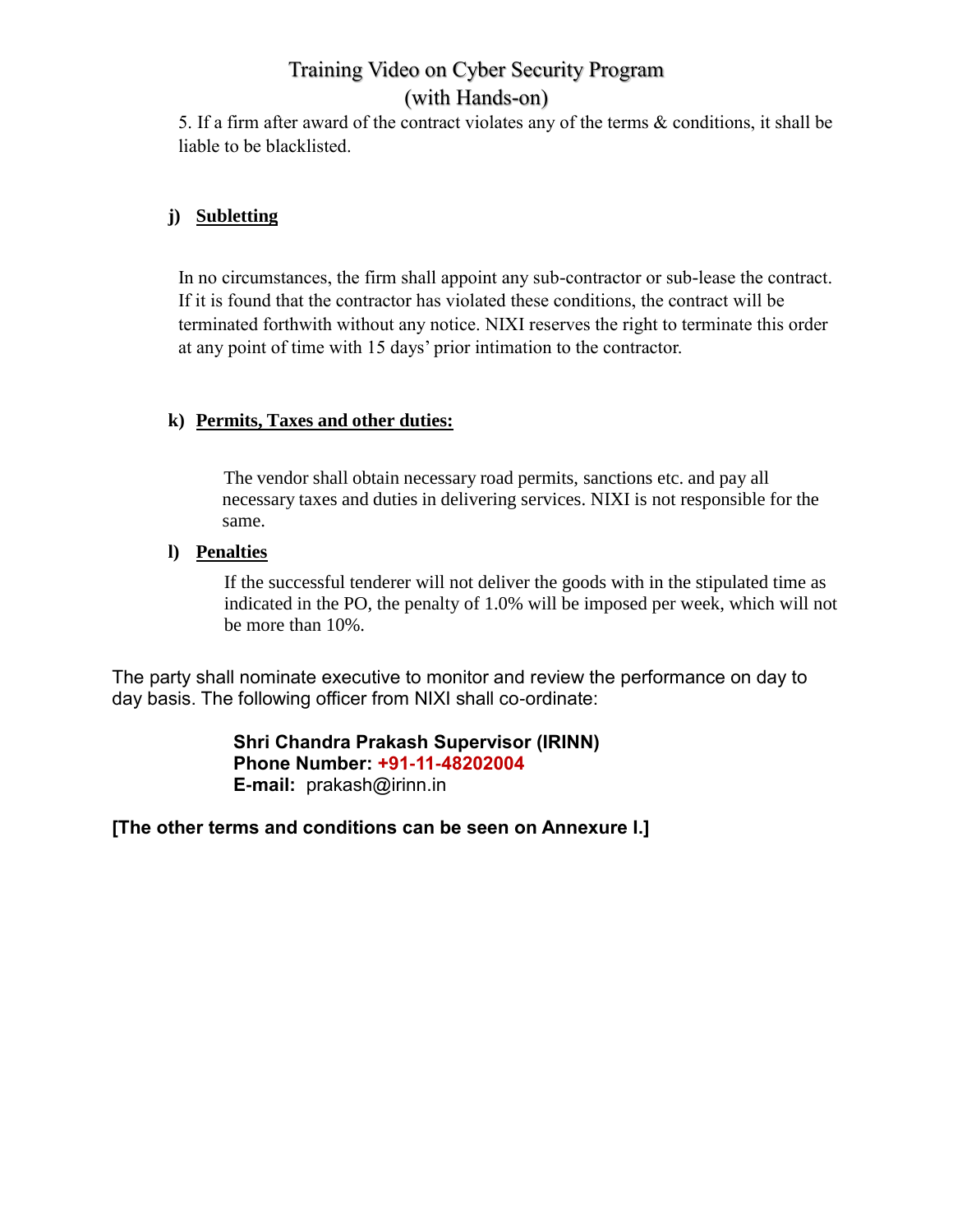5. If a firm after award of the contract violates any of the terms & conditions, it shall be liable to be blacklisted.

**j) <u>Subletting</u>**

In no circumstances, the firm shall appoint any sub-contractor or sub-lease the contract. If it is found that the contractor has violated these conditions, the contract will be terminated forthwith without any notice. NIXI reserves the right to terminate this order at any point of time with 15 days' prior intimation to the contractor.

**k) <u>Permits, Taxes and other duties:</u>**

The vendor shall obtain necessary road permits, sanctions etc. and pay all necessary taxes and duties in delivering services. NIXI is not responsible for the same.

**l) <u>Penalties</u>**

If the successful tenderer will not deliver the goods with in the stipulated time as indicated in the PO, the penalty of 1.0% will be imposed per week, which will not be more than 10%.

The party shall nominate executive to monitor and review the performance on day to day basis. The following officer from NIXI shall co-ordinate:

**Shri Chandra Prakash Supervisor (IRINN)**
**Phone Number: +91-11-48202004**
**E-mail:** prakash@irinn.in

**[The other terms and conditions can be seen on Annexure I.]**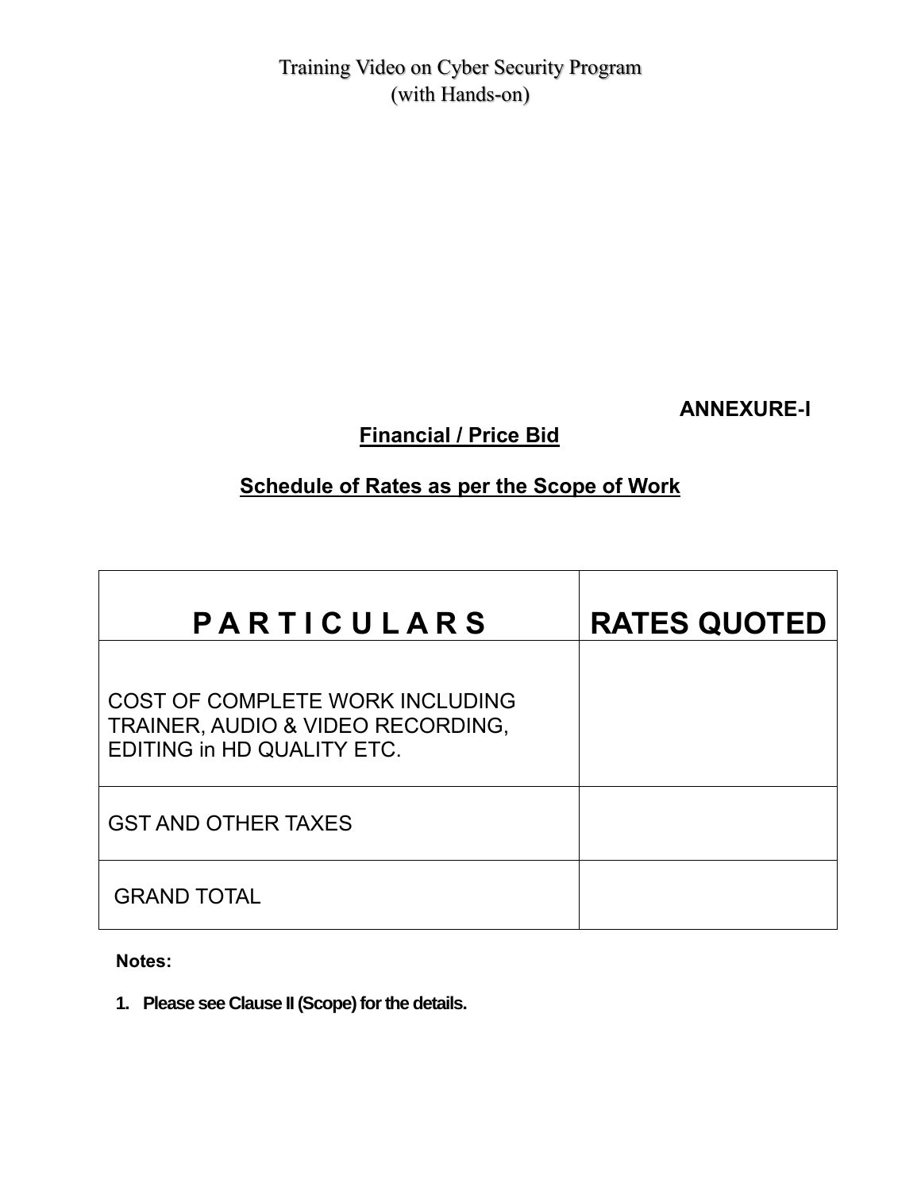**ANNEXURE-I**

## Financial / Price Bid

## Schedule of Rates as per the Scope of Work

| P A R T I C U L A R S | RATES QUOTED |
|---|---|
| COST OF COMPLETE WORK INCLUDING TRAINER, AUDIO & VIDEO RECORDING, EDITING in HD QUALITY ETC. | |
| GST AND OTHER TAXES | |
| GRAND TOTAL | |

**Notes:**

1. **Please see Clause II (Scope) for the details.**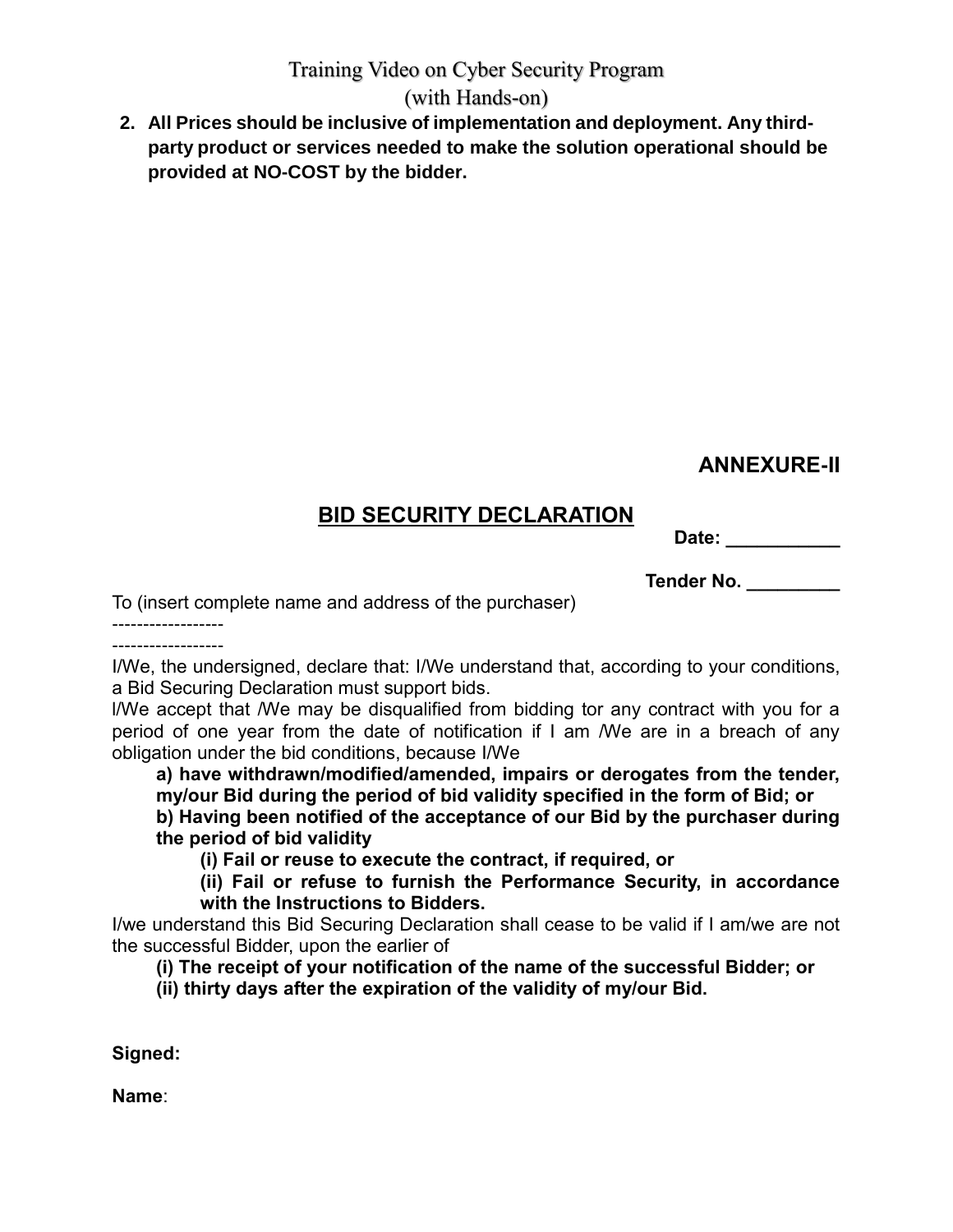2. **All Prices should be inclusive of implementation and deployment. Any third-party product or services needed to make the solution operational should be provided at NO-COST by the bidder.**

**ANNEXURE-II**

## BID SECURITY DECLARATION

**Date: ___________**

**Tender No. _________**

To (insert complete name and address of the purchaser)

------------------

------------------

I/We, the undersigned, declare that: I/We understand that, according to your conditions, a Bid Securing Declaration must support bids.

l/We accept that /We may be disqualified from bidding tor any contract with you for a period of one year from the date of notification if I am /We are in a breach of any obligation under the bid conditions, because I/We

**a) have withdrawn/modified/amended, impairs or derogates from the tender, my/our Bid during the period of bid validity specified in the form of Bid; or**

**b) Having been notified of the acceptance of our Bid by the purchaser during the period of bid validity**

**(i) Fail or reuse to execute the contract, if required, or**

**(ii) Fail or refuse to furnish the Performance Security, in accordance with the Instructions to Bidders.**

I/we understand this Bid Securing Declaration shall cease to be valid if I am/we are not the successful Bidder, upon the earlier of

**(i) The receipt of your notification of the name of the successful Bidder; or**

**(ii) thirty days after the expiration of the validity of my/our Bid.**

**Signed:**

**Name**: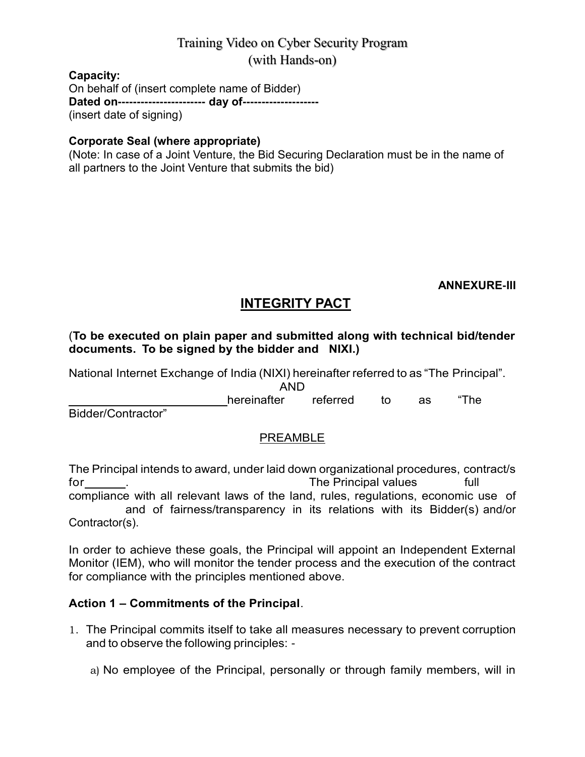**Capacity:**
On behalf of (insert complete name of Bidder)
**Dated on---------------------- day of-------------------**
(insert date of signing)

**Corporate Seal (where appropriate)**
(Note: In case of a Joint Venture, the Bid Securing Declaration must be in the name of all partners to the Joint Venture that submits the bid)

**ANNEXURE-III**

## INTEGRITY PACT

(**To be executed on plain paper and submitted along with technical bid/tender documents. To be signed by the bidder and NIXI.)**

National Internet Exchange of India (NIXI) hereinafter referred to as "The Principal".

AND

________________________ hereinafter referred to as "The Bidder/Contractor"

PREAMBLE

The Principal intends to award, under laid down organizational procedures, contract/s for______. The Principal values full compliance with all relevant laws of the land, rules, regulations, economic use of and of fairness/transparency in its relations with its Bidder(s) and/or Contractor(s).

In order to achieve these goals, the Principal will appoint an Independent External Monitor (IEM), who will monitor the tender process and the execution of the contract for compliance with the principles mentioned above.

**Action 1 – Commitments of the Principal**.

1. The Principal commits itself to take all measures necessary to prevent corruption and to observe the following principles: -

   a) No employee of the Principal, personally or through family members, will in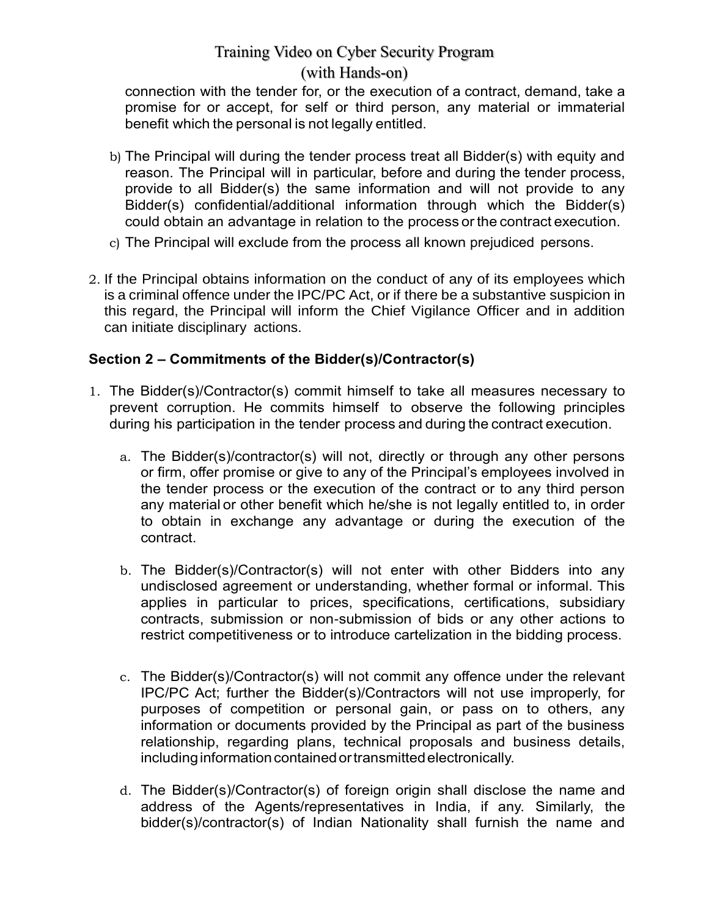connection with the tender for, or the execution of a contract, demand, take a promise for or accept, for self or third person, any material or immaterial benefit which the personal is not legally entitled.

b) The Principal will during the tender process treat all Bidder(s) with equity and reason. The Principal will in particular, before and during the tender process, provide to all Bidder(s) the same information and will not provide to any Bidder(s) confidential/additional information through which the Bidder(s) could obtain an advantage in relation to the process or the contract execution.

c) The Principal will exclude from the process all known prejudiced persons.

2. If the Principal obtains information on the conduct of any of its employees which is a criminal offence under the IPC/PC Act, or if there be a substantive suspicion in this regard, the Principal will inform the Chief Vigilance Officer and in addition can initiate disciplinary actions.

### Section 2 – Commitments of the Bidder(s)/Contractor(s)

1. The Bidder(s)/Contractor(s) commit himself to take all measures necessary to prevent corruption. He commits himself to observe the following principles during his participation in the tender process and during the contract execution.

   a. The Bidder(s)/contractor(s) will not, directly or through any other persons or firm, offer promise or give to any of the Principal's employees involved in the tender process or the execution of the contract or to any third person any material or other benefit which he/she is not legally entitled to, in order to obtain in exchange any advantage or during the execution of the contract.

   b. The Bidder(s)/Contractor(s) will not enter with other Bidders into any undisclosed agreement or understanding, whether formal or informal. This applies in particular to prices, specifications, certifications, subsidiary contracts, submission or non-submission of bids or any other actions to restrict competitiveness or to introduce cartelization in the bidding process.

   c. The Bidder(s)/Contractor(s) will not commit any offence under the relevant IPC/PC Act; further the Bidder(s)/Contractors will not use improperly, for purposes of competition or personal gain, or pass on to others, any information or documents provided by the Principal as part of the business relationship, regarding plans, technical proposals and business details, including information contained or transmitted electronically.

   d. The Bidder(s)/Contractor(s) of foreign origin shall disclose the name and address of the Agents/representatives in India, if any. Similarly, the bidder(s)/contractor(s) of Indian Nationality shall furnish the name and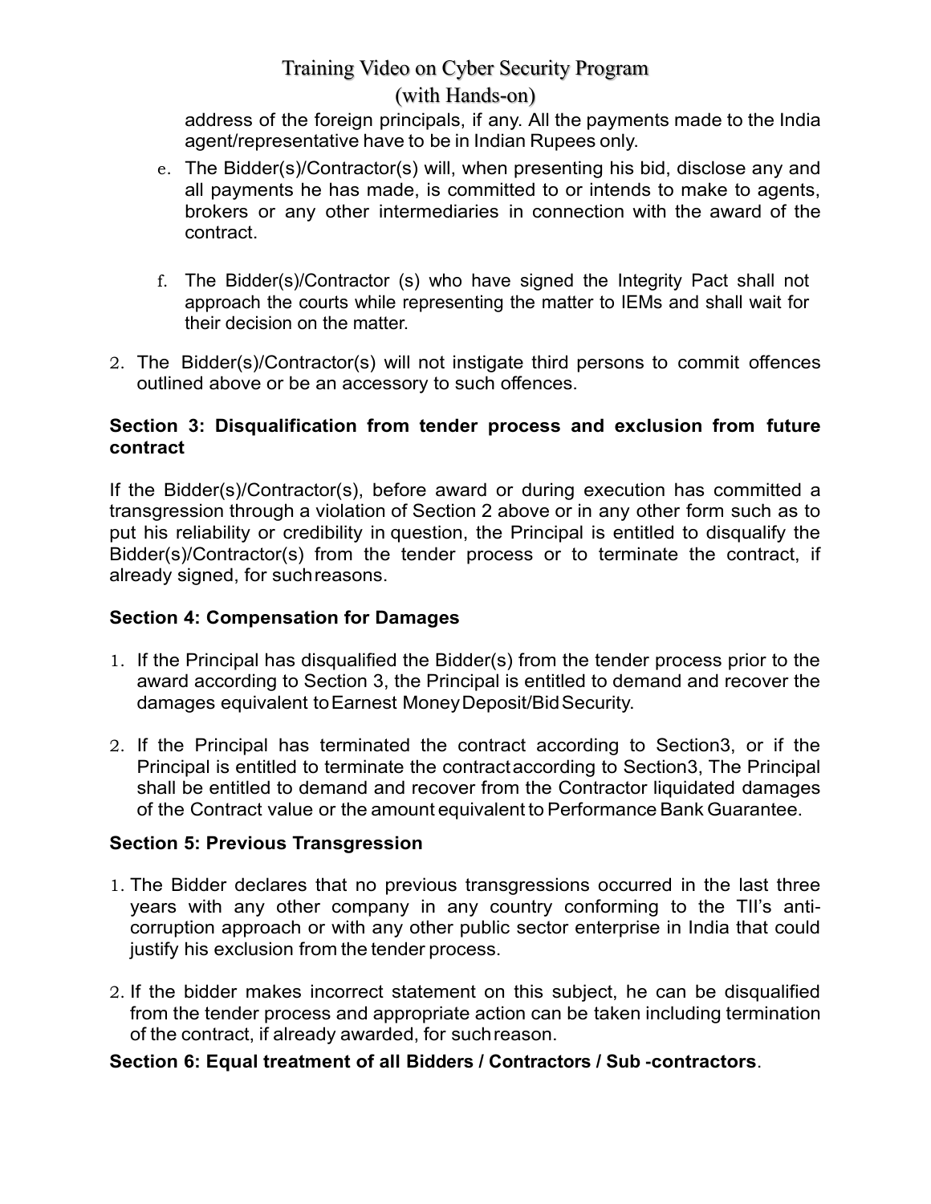address of the foreign principals, if any. All the payments made to the India agent/representative have to be in Indian Rupees only.

e. The Bidder(s)/Contractor(s) will, when presenting his bid, disclose any and all payments he has made, is committed to or intends to make to agents, brokers or any other intermediaries in connection with the award of the contract.

f. The Bidder(s)/Contractor (s) who have signed the Integrity Pact shall not approach the courts while representing the matter to IEMs and shall wait for their decision on the matter.

2. The Bidder(s)/Contractor(s) will not instigate third persons to commit offences outlined above or be an accessory to such offences.

**Section 3: Disqualification from tender process and exclusion from future contract**

If the Bidder(s)/Contractor(s), before award or during execution has committed a transgression through a violation of Section 2 above or in any other form such as to put his reliability or credibility in question, the Principal is entitled to disqualify the Bidder(s)/Contractor(s) from the tender process or to terminate the contract, if already signed, for such reasons.

**Section 4: Compensation for Damages**

1. If the Principal has disqualified the Bidder(s) from the tender process prior to the award according to Section 3, the Principal is entitled to demand and recover the damages equivalent to Earnest Money Deposit/Bid Security.

2. If the Principal has terminated the contract according to Section3, or if the Principal is entitled to terminate the contract according to Section3, The Principal shall be entitled to demand and recover from the Contractor liquidated damages of the Contract value or the amount equivalent to Performance Bank Guarantee.

**Section 5: Previous Transgression**

1. The Bidder declares that no previous transgressions occurred in the last three years with any other company in any country conforming to the TII's anti-corruption approach or with any other public sector enterprise in India that could justify his exclusion from the tender process.

2. If the bidder makes incorrect statement on this subject, he can be disqualified from the tender process and appropriate action can be taken including termination of the contract, if already awarded, for such reason.

**Section 6: Equal treatment of all Bidders / Contractors / Sub -contractors**.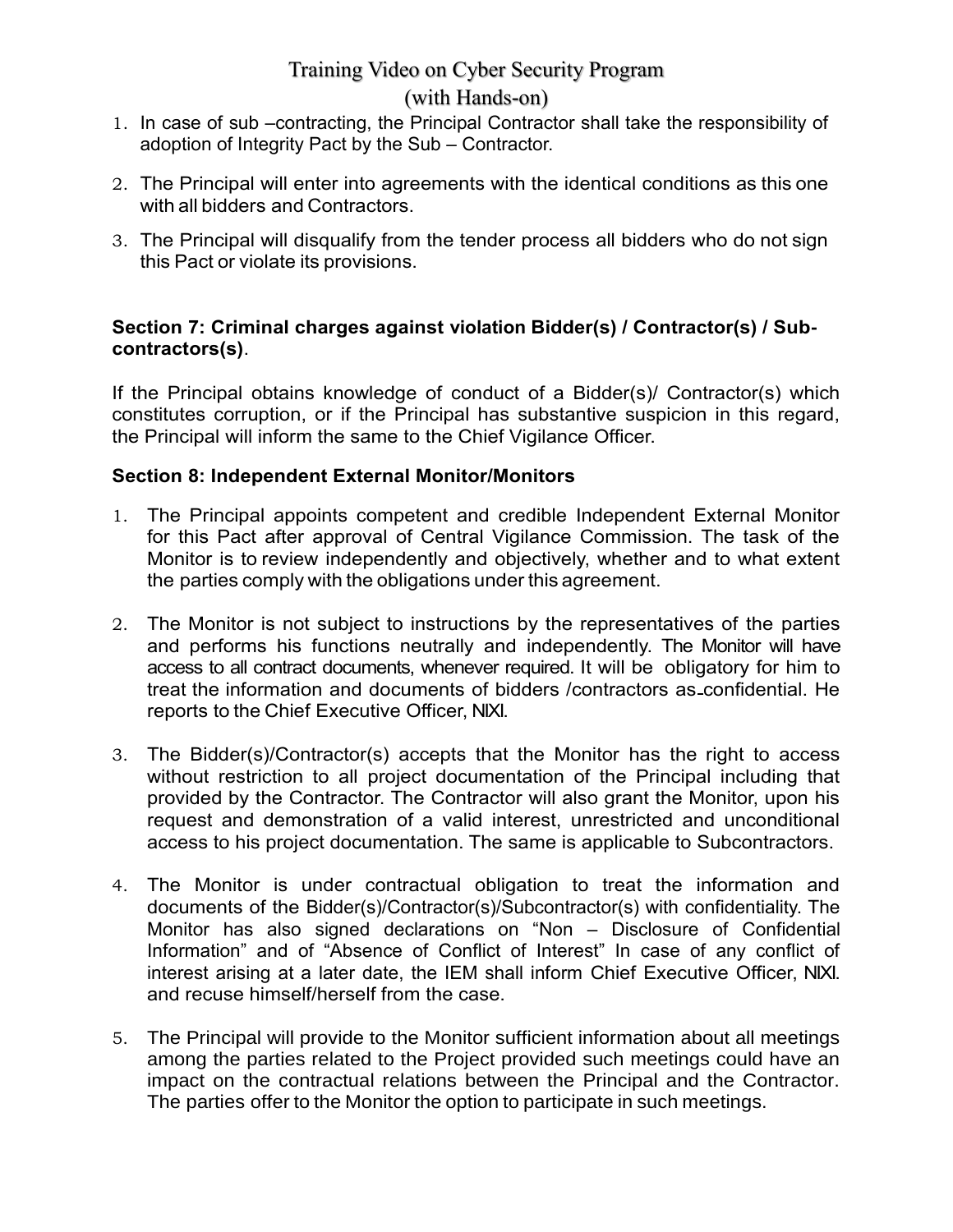1. In case of sub –contracting, the Principal Contractor shall take the responsibility of adoption of Integrity Pact by the Sub – Contractor.
2. The Principal will enter into agreements with the identical conditions as this one with all bidders and Contractors.
3. The Principal will disqualify from the tender process all bidders who do not sign this Pact or violate its provisions.

**Section 7: Criminal charges against violation Bidder(s) / Contractor(s) / Sub-contractors(s)**.

If the Principal obtains knowledge of conduct of a Bidder(s)/ Contractor(s) which constitutes corruption, or if the Principal has substantive suspicion in this regard, the Principal will inform the same to the Chief Vigilance Officer.

**Section 8: Independent External Monitor/Monitors**

1. The Principal appoints competent and credible Independent External Monitor for this Pact after approval of Central Vigilance Commission. The task of the Monitor is to review independently and objectively, whether and to what extent the parties comply with the obligations under this agreement.
2. The Monitor is not subject to instructions by the representatives of the parties and performs his functions neutrally and independently. The Monitor will have access to all contract documents, whenever required. It will be obligatory for him to treat the information and documents of bidders /contractors as confidential. He reports to the Chief Executive Officer, NIXI.
3. The Bidder(s)/Contractor(s) accepts that the Monitor has the right to access without restriction to all project documentation of the Principal including that provided by the Contractor. The Contractor will also grant the Monitor, upon his request and demonstration of a valid interest, unrestricted and unconditional access to his project documentation. The same is applicable to Subcontractors.
4. The Monitor is under contractual obligation to treat the information and documents of the Bidder(s)/Contractor(s)/Subcontractor(s) with confidentiality. The Monitor has also signed declarations on "Non – Disclosure of Confidential Information" and of "Absence of Conflict of Interest" In case of any conflict of interest arising at a later date, the IEM shall inform Chief Executive Officer, NIXI. and recuse himself/herself from the case.
5. The Principal will provide to the Monitor sufficient information about all meetings among the parties related to the Project provided such meetings could have an impact on the contractual relations between the Principal and the Contractor. The parties offer to the Monitor the option to participate in such meetings.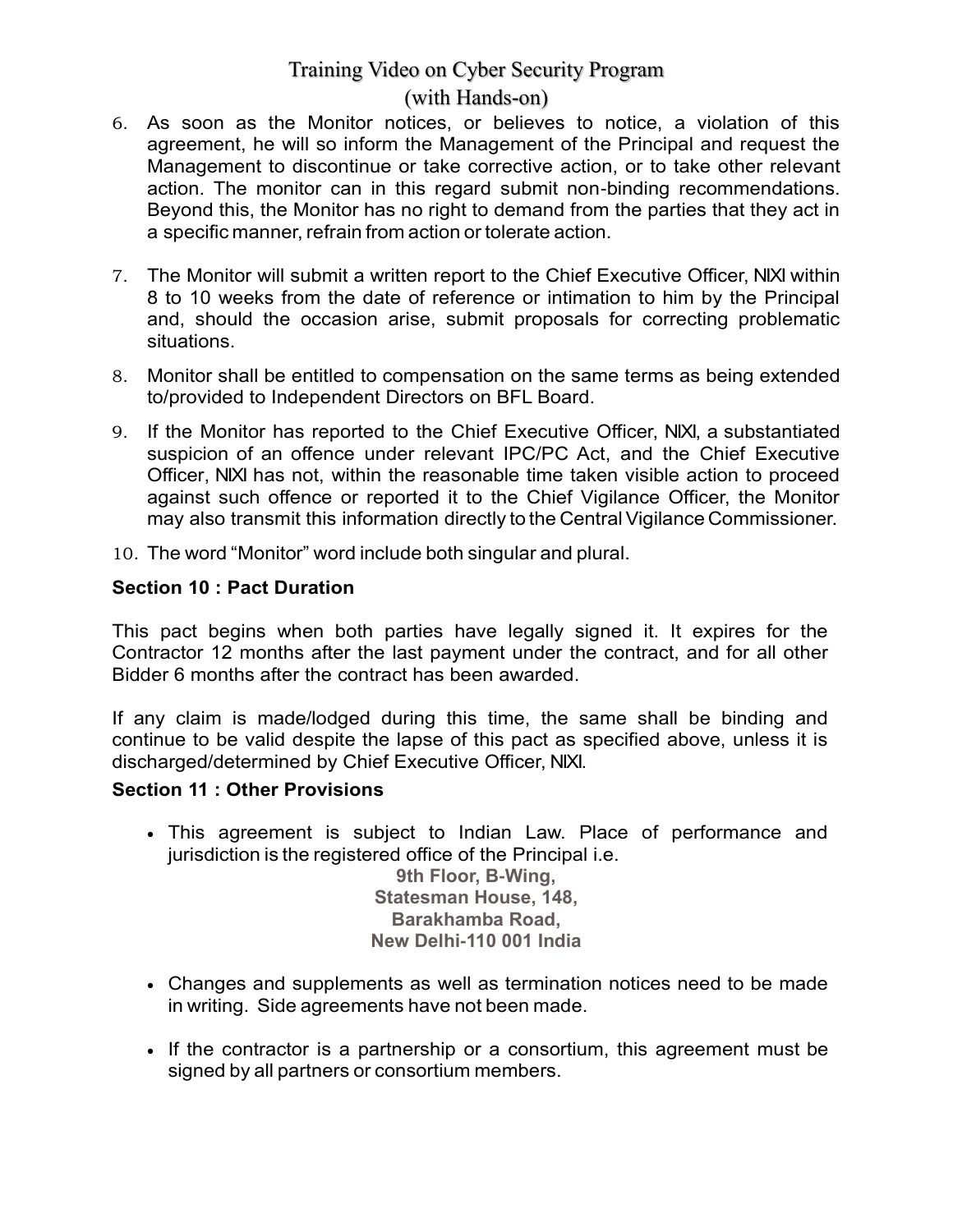6. As soon as the Monitor notices, or believes to notice, a violation of this agreement, he will so inform the Management of the Principal and request the Management to discontinue or take corrective action, or to take other relevant action. The monitor can in this regard submit non-binding recommendations. Beyond this, the Monitor has no right to demand from the parties that they act in a specific manner, refrain from action or tolerate action.

7. The Monitor will submit a written report to the Chief Executive Officer, NIXI within 8 to 10 weeks from the date of reference or intimation to him by the Principal and, should the occasion arise, submit proposals for correcting problematic situations.

8. Monitor shall be entitled to compensation on the same terms as being extended to/provided to Independent Directors on BFL Board.

9. If the Monitor has reported to the Chief Executive Officer, NIXI, a substantiated suspicion of an offence under relevant IPC/PC Act, and the Chief Executive Officer, NIXI has not, within the reasonable time taken visible action to proceed against such offence or reported it to the Chief Vigilance Officer, the Monitor may also transmit this information directly to the Central Vigilance Commissioner.

10. The word "Monitor" word include both singular and plural.

**Section 10 : Pact Duration**

This pact begins when both parties have legally signed it. It expires for the Contractor 12 months after the last payment under the contract, and for all other Bidder 6 months after the contract has been awarded.

If any claim is made/lodged during this time, the same shall be binding and continue to be valid despite the lapse of this pact as specified above, unless it is discharged/determined by Chief Executive Officer, NIXI.

**Section 11 : Other Provisions**

- This agreement is subject to Indian Law. Place of performance and jurisdiction is the registered office of the Principal i.e.

  **9th Floor, B-Wing,**
  **Statesman House, 148,**
  **Barakhamba Road,**
  **New Delhi-110 001 India**

- Changes and supplements as well as termination notices need to be made in writing. Side agreements have not been made.

- If the contractor is a partnership or a consortium, this agreement must be signed by all partners or consortium members.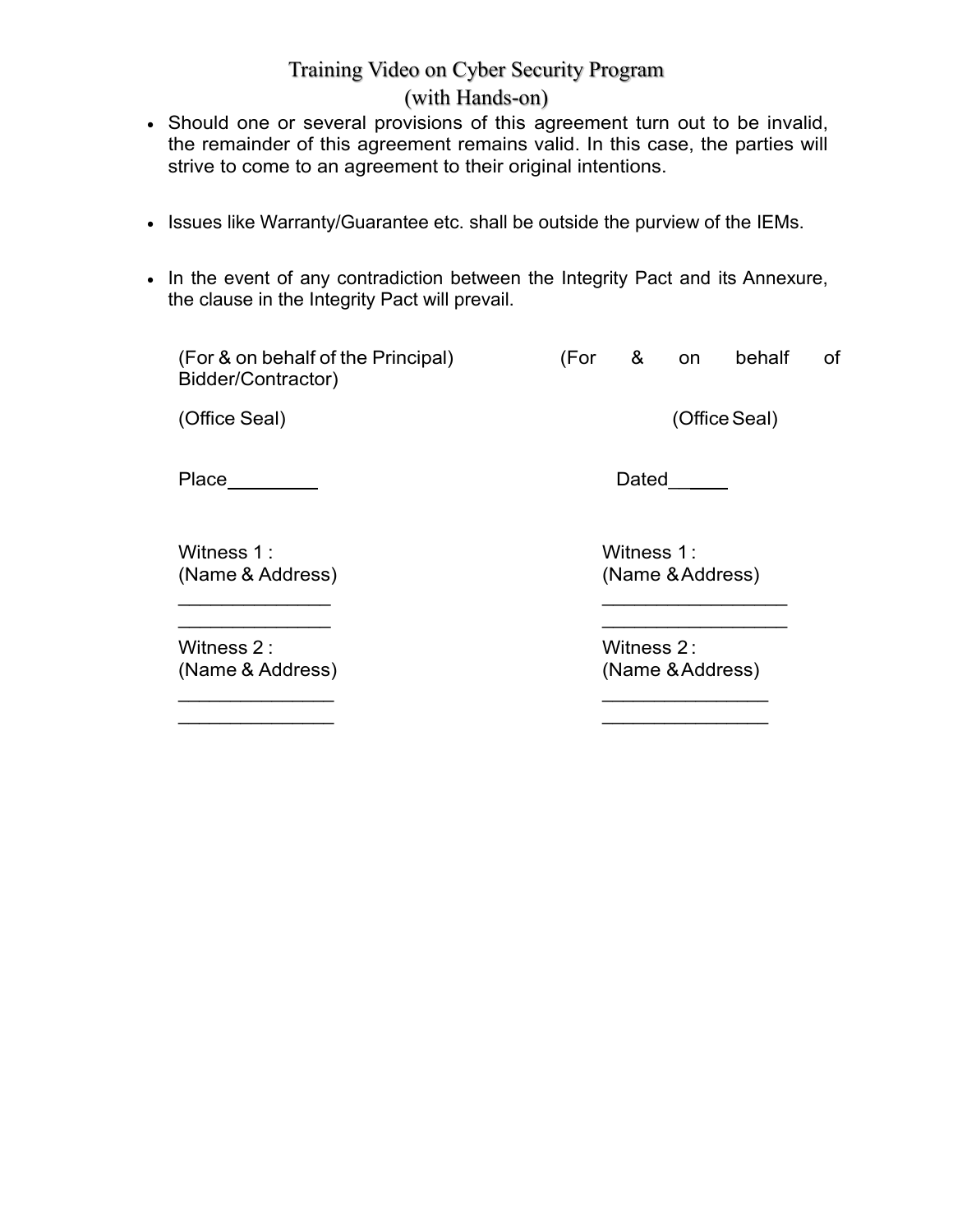- Should one or several provisions of this agreement turn out to be invalid, the remainder of this agreement remains valid. In this case, the parties will strive to come to an agreement to their original intentions.

- Issues like Warranty/Guarantee etc. shall be outside the purview of the IEMs.

- In the event of any contradiction between the Integrity Pact and its Annexure, the clause in the Integrity Pact will prevail.

(For & on behalf of the Principal) (For & on behalf of Bidder/Contractor)

(Office Seal) (Office Seal)

Place_________ Dated______

Witness 1 :
(Name & Address)
______________
______________

Witness 2 :
(Name & Address)
______________
______________

Witness 1 :
(Name & Address)
_________________
_________________

Witness 2 :
(Name & Address)
_______________
_______________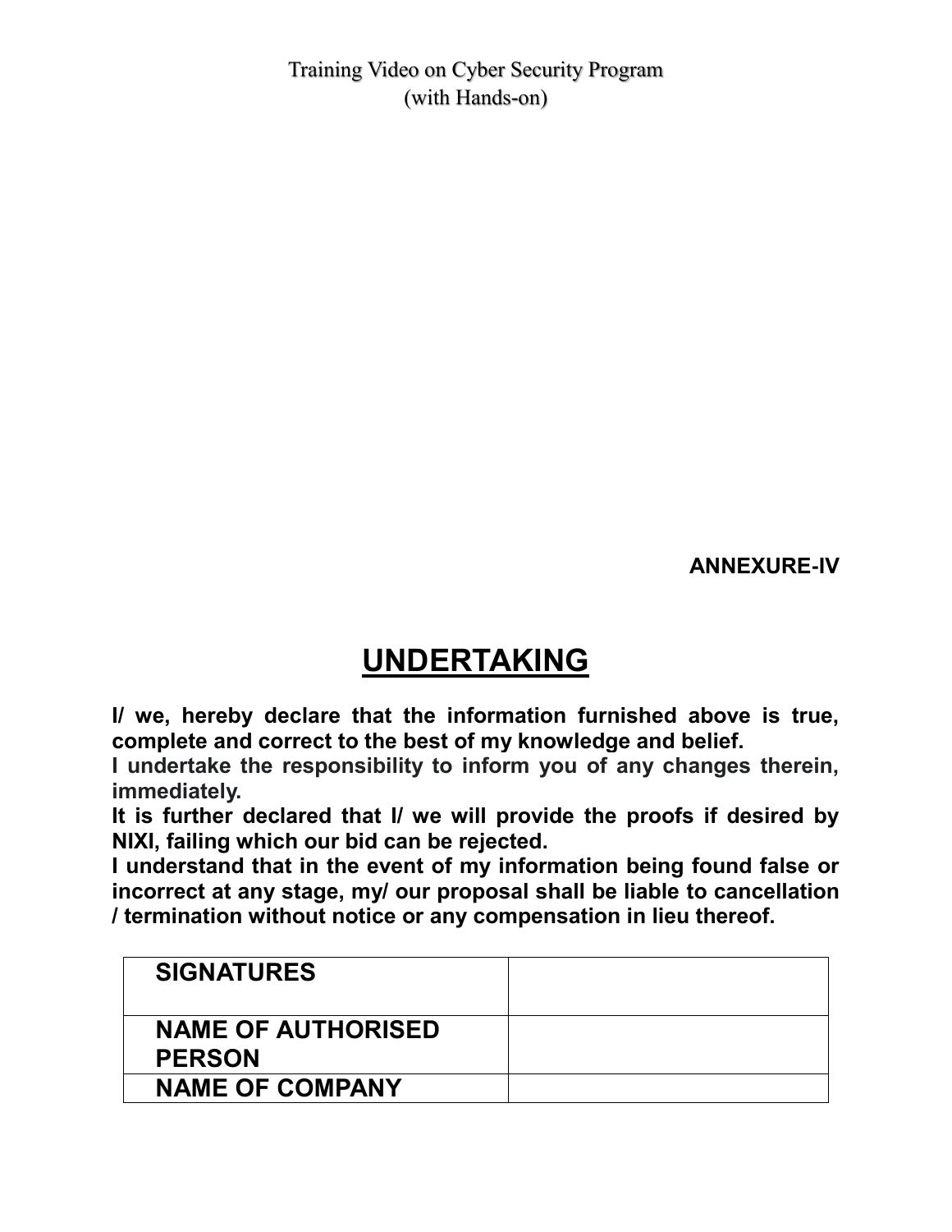**ANNEXURE-IV**

# UNDERTAKING

**I/ we, hereby declare that the information furnished above is true, complete and correct to the best of my knowledge and belief.**
**I undertake the responsibility to inform you of any changes therein, immediately.**
**It is further declared that I/ we will provide the proofs if desired by NIXI, failing which our bid can be rejected.**
**I understand that in the event of my information being found false or incorrect at any stage, my/ our proposal shall be liable to cancellation / termination without notice or any compensation in lieu thereof.**

| **SIGNATURES** | |
|---|---|
| **NAME OF AUTHORISED PERSON** | |
| **NAME OF COMPANY** | |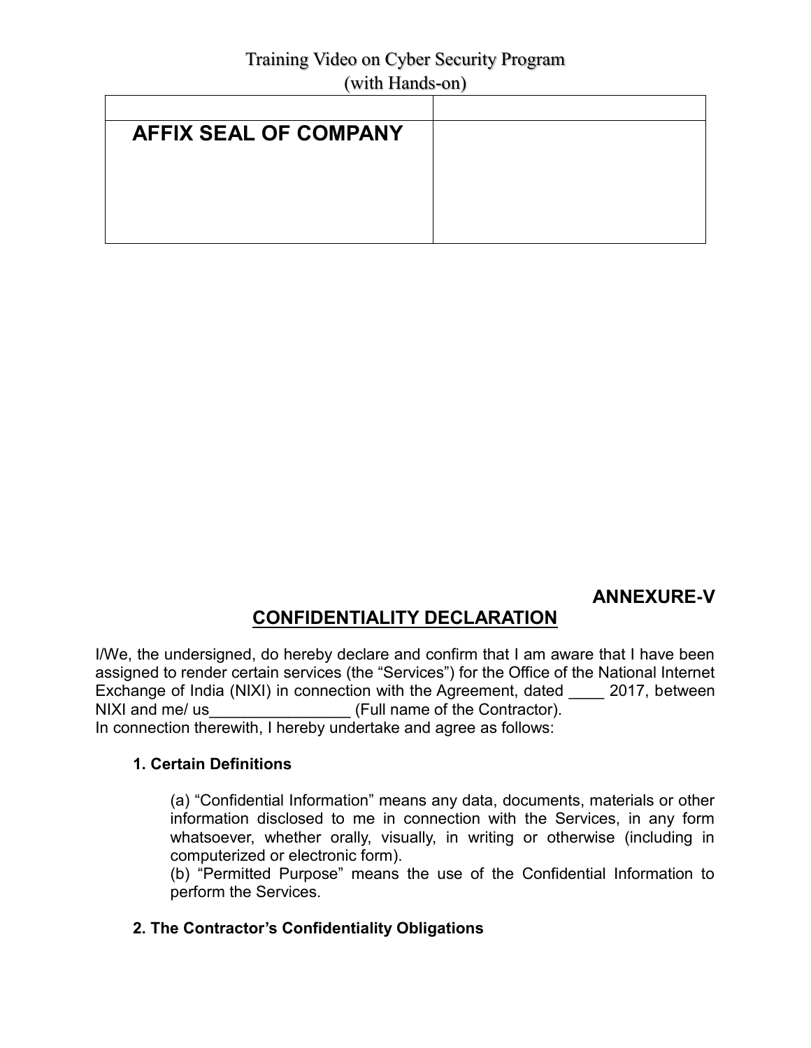| | |
|---|---|
| **AFFIX SEAL OF COMPANY** | |

**ANNEXURE-V**

## CONFIDENTIALITY DECLARATION

I/We, the undersigned, do hereby declare and confirm that I am aware that I have been assigned to render certain services (the "Services") for the Office of the National Internet Exchange of India (NIXI) in connection with the Agreement, dated ____ 2017, between NIXI and me/ us________________ (Full name of the Contractor).
In connection therewith, I hereby undertake and agree as follows:

**1. Certain Definitions**

(a) "Confidential Information" means any data, documents, materials or other information disclosed to me in connection with the Services, in any form whatsoever, whether orally, visually, in writing or otherwise (including in computerized or electronic form).
(b) "Permitted Purpose" means the use of the Confidential Information to perform the Services.

**2. The Contractor's Confidentiality Obligations**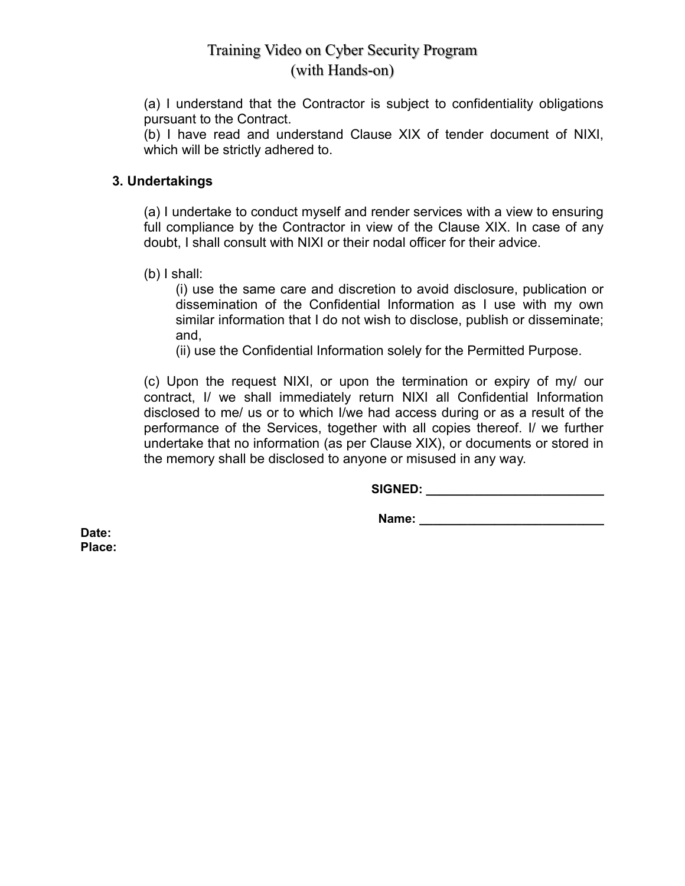(a) I understand that the Contractor is subject to confidentiality obligations pursuant to the Contract.
(b) I have read and understand Clause XIX of tender document of NIXI, which will be strictly adhered to.

**3. Undertakings**

(a) I undertake to conduct myself and render services with a view to ensuring full compliance by the Contractor in view of the Clause XIX. In case of any doubt, I shall consult with NIXI or their nodal officer for their advice.

(b) I shall:

(i) use the same care and discretion to avoid disclosure, publication or dissemination of the Confidential Information as I use with my own similar information that I do not wish to disclose, publish or disseminate; and,

(ii) use the Confidential Information solely for the Permitted Purpose.

(c) Upon the request NIXI, or upon the termination or expiry of my/ our contract, I/ we shall immediately return NIXI all Confidential Information disclosed to me/ us or to which I/we had access during or as a result of the performance of the Services, together with all copies thereof. I/ we further undertake that no information (as per Clause XIX), or documents or stored in the memory shall be disclosed to anyone or misused in any way.

**SIGNED:** ___________________________

**Name:** ___________________________

**Date:**
**Place:**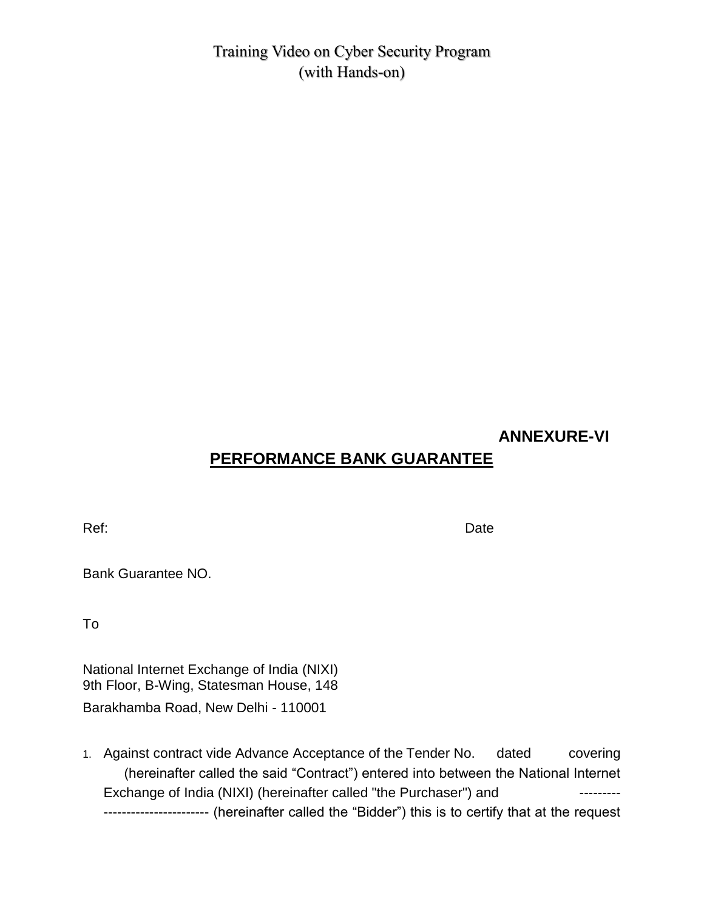**ANNEXURE-VI**

## PERFORMANCE BANK GUARANTEE

Ref: Date

Bank Guarantee NO.

To

National Internet Exchange of India (NIXI)
9th Floor, B-Wing, Statesman House, 148
Barakhamba Road, New Delhi - 110001

1. Against contract vide Advance Acceptance of the Tender No. dated covering (hereinafter called the said "Contract") entered into between the National Internet Exchange of India (NIXI) (hereinafter called "the Purchaser") and --------------------------------- (hereinafter called the "Bidder") this is to certify that at the request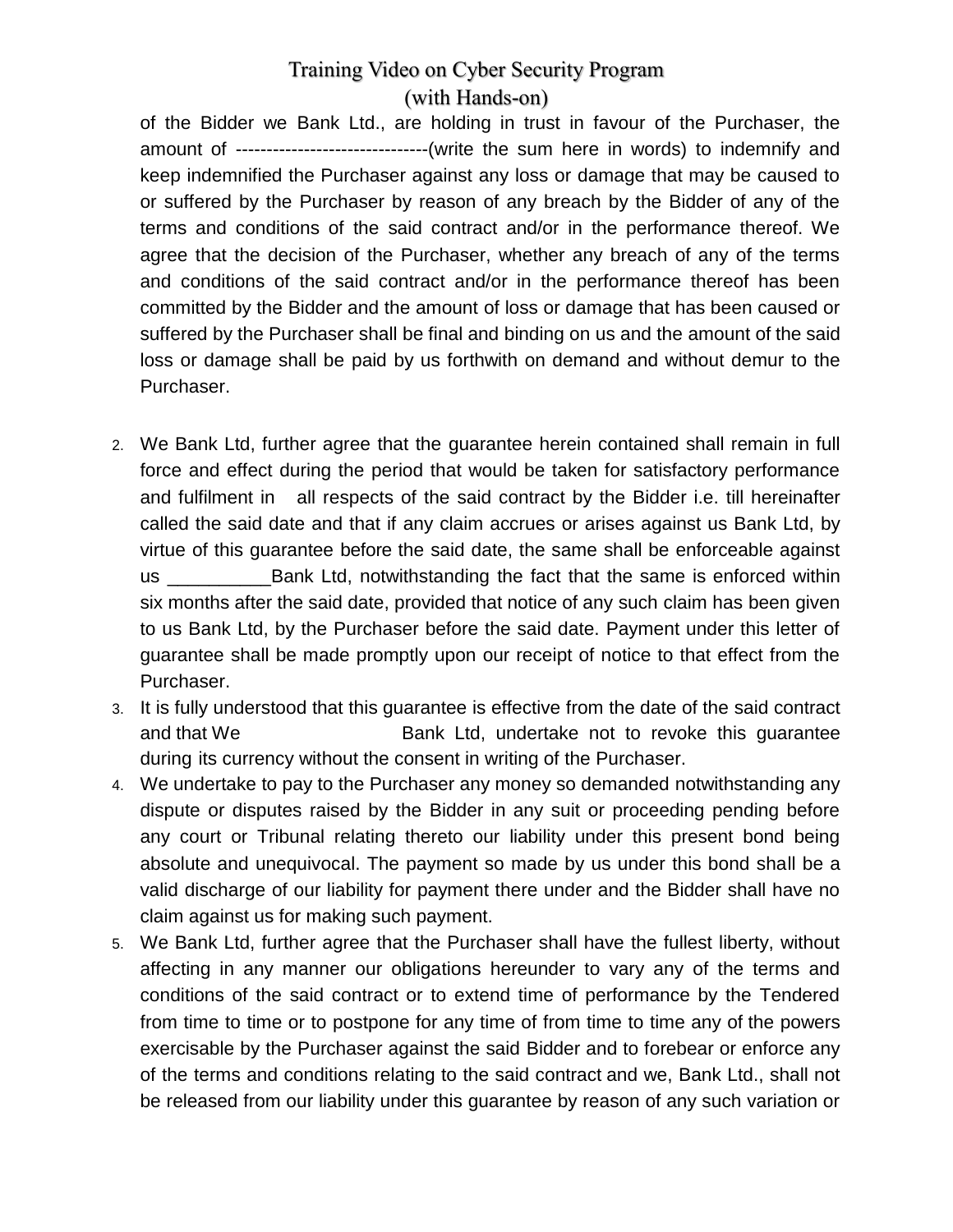of the Bidder we Bank Ltd., are holding in trust in favour of the Purchaser, the amount of -------------------------------(write the sum here in words) to indemnify and keep indemnified the Purchaser against any loss or damage that may be caused to or suffered by the Purchaser by reason of any breach by the Bidder of any of the terms and conditions of the said contract and/or in the performance thereof. We agree that the decision of the Purchaser, whether any breach of any of the terms and conditions of the said contract and/or in the performance thereof has been committed by the Bidder and the amount of loss or damage that has been caused or suffered by the Purchaser shall be final and binding on us and the amount of the said loss or damage shall be paid by us forthwith on demand and without demur to the Purchaser.

2. We Bank Ltd, further agree that the guarantee herein contained shall remain in full force and effect during the period that would be taken for satisfactory performance and fulfilment in all respects of the said contract by the Bidder i.e. till hereinafter called the said date and that if any claim accrues or arises against us Bank Ltd, by virtue of this guarantee before the said date, the same shall be enforceable against us __________Bank Ltd, notwithstanding the fact that the same is enforced within six months after the said date, provided that notice of any such claim has been given to us Bank Ltd, by the Purchaser before the said date. Payment under this letter of guarantee shall be made promptly upon our receipt of notice to that effect from the Purchaser.
3. It is fully understood that this guarantee is effective from the date of the said contract and that We Bank Ltd, undertake not to revoke this guarantee during its currency without the consent in writing of the Purchaser.
4. We undertake to pay to the Purchaser any money so demanded notwithstanding any dispute or disputes raised by the Bidder in any suit or proceeding pending before any court or Tribunal relating thereto our liability under this present bond being absolute and unequivocal. The payment so made by us under this bond shall be a valid discharge of our liability for payment there under and the Bidder shall have no claim against us for making such payment.
5. We Bank Ltd, further agree that the Purchaser shall have the fullest liberty, without affecting in any manner our obligations hereunder to vary any of the terms and conditions of the said contract or to extend time of performance by the Tendered from time to time or to postpone for any time of from time to time any of the powers exercisable by the Purchaser against the said Bidder and to forebear or enforce any of the terms and conditions relating to the said contract and we, Bank Ltd., shall not be released from our liability under this guarantee by reason of any such variation or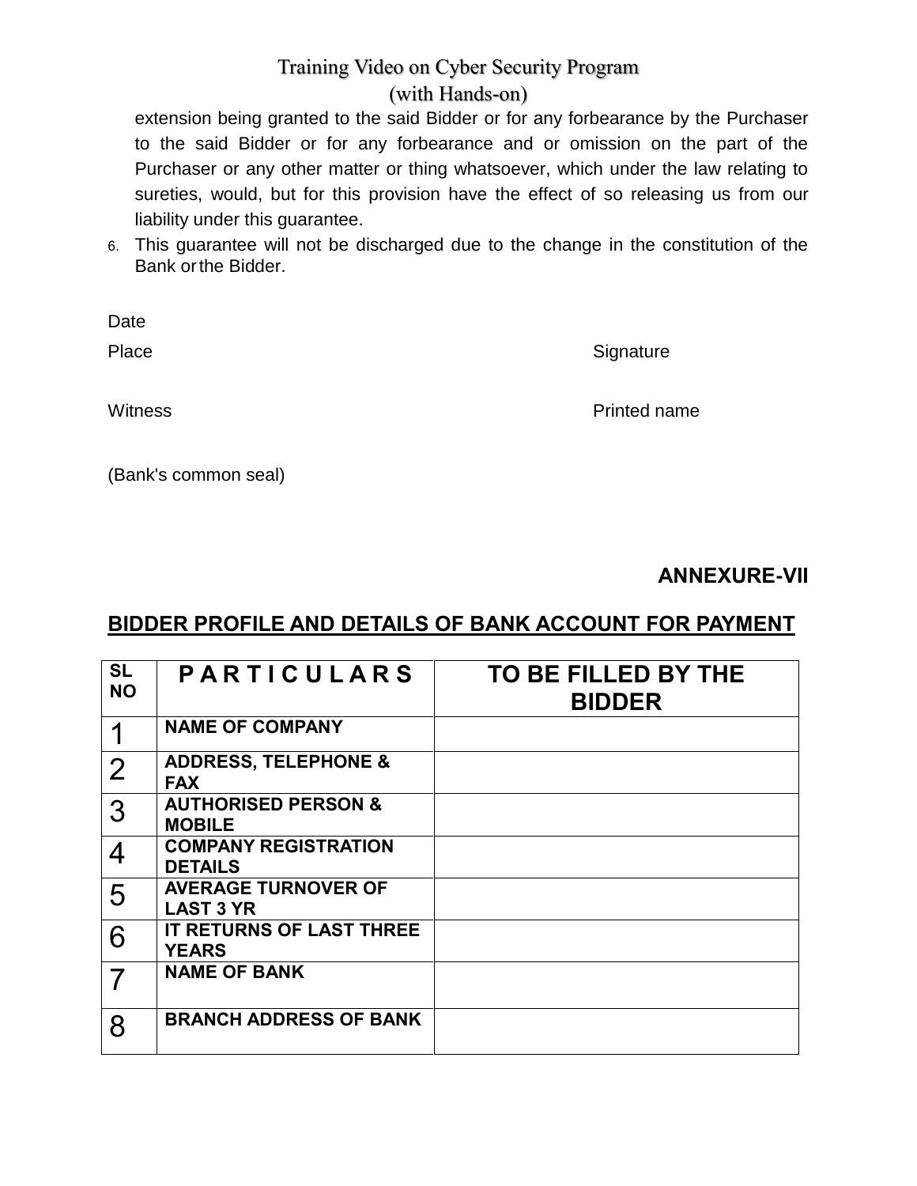extension being granted to the said Bidder or for any forbearance by the Purchaser to the said Bidder or for any forbearance and or omission on the part of the Purchaser or any other matter or thing whatsoever, which under the law relating to sureties, would, but for this provision have the effect of so releasing us from our liability under this guarantee.

6. This guarantee will not be discharged due to the change in the constitution of the Bank or the Bidder.

Date

Place Signature

Witness Printed name

(Bank's common seal)

**ANNEXURE-VII**

## BIDDER PROFILE AND DETAILS OF BANK ACCOUNT FOR PAYMENT

| SL NO | P A R T I C U L A R S | TO BE FILLED BY THE BIDDER |
|---|---|---|
| 1 | NAME OF COMPANY | |
| 2 | ADDRESS, TELEPHONE & FAX | |
| 3 | AUTHORISED PERSON & MOBILE | |
| 4 | COMPANY REGISTRATION DETAILS | |
| 5 | AVERAGE TURNOVER OF LAST 3 YR | |
| 6 | IT RETURNS OF LAST THREE YEARS | |
| 7 | NAME OF BANK | |
| 8 | BRANCH ADDRESS OF BANK | |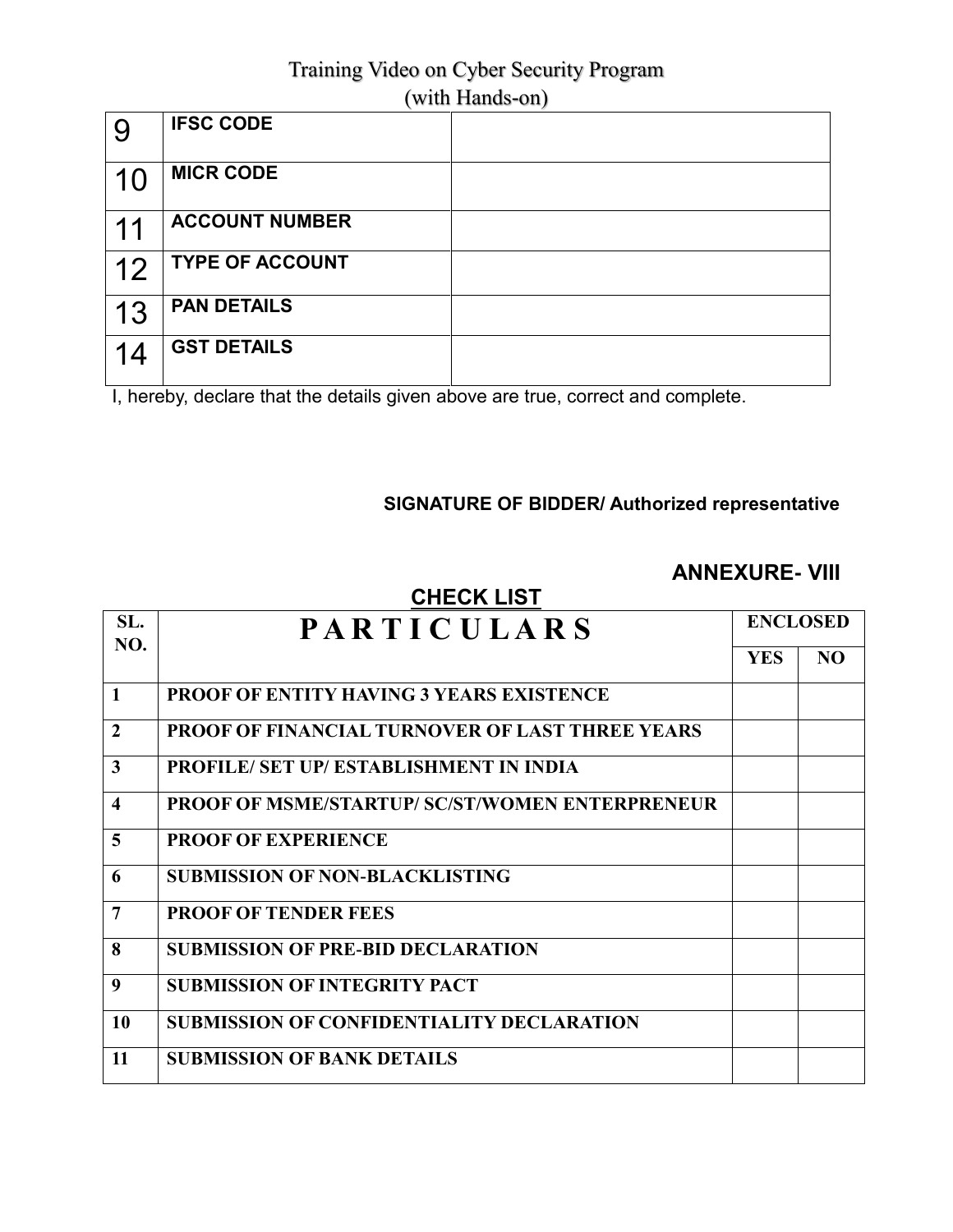| | | |
|---|---|---|
| 9 | **IFSC CODE** | |
| 10 | **MICR CODE** | |
| 11 | **ACCOUNT NUMBER** | |
| 12 | **TYPE OF ACCOUNT** | |
| 13 | **PAN DETAILS** | |
| 14 | **GST DETAILS** | |

I, hereby, declare that the details given above are true, correct and complete.

**SIGNATURE OF BIDDER/ Authorized representative**

## ANNEXURE- VIII

### CHECK LIST

| SL. NO. | PARTICULARS | ENCLOSED | |
|---|---|---|---|
| | | YES | NO |
| 1 | PROOF OF ENTITY HAVING 3 YEARS EXISTENCE | | |
| 2 | PROOF OF FINANCIAL TURNOVER OF LAST THREE YEARS | | |
| 3 | PROFILE/ SET UP/ ESTABLISHMENT IN INDIA | | |
| 4 | PROOF OF MSME/STARTUP/ SC/ST/WOMEN ENTERPRENEUR | | |
| 5 | PROOF OF EXPERIENCE | | |
| 6 | SUBMISSION OF NON-BLACKLISTING | | |
| 7 | PROOF OF TENDER FEES | | |
| 8 | SUBMISSION OF PRE-BID DECLARATION | | |
| 9 | SUBMISSION OF INTEGRITY PACT | | |
| 10 | SUBMISSION OF CONFIDENTIALITY DECLARATION | | |
| 11 | SUBMISSION OF BANK DETAILS | | |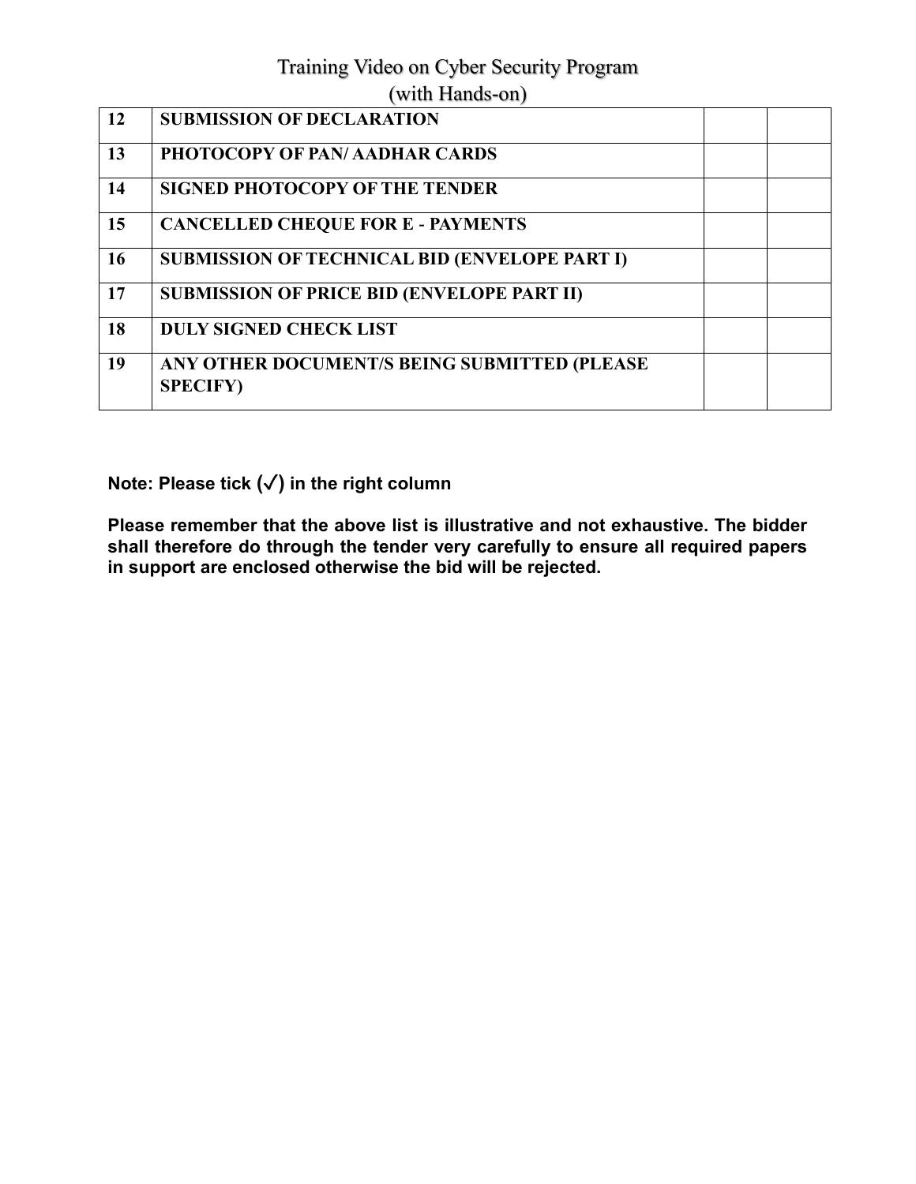| | | | |
|---|---|---|---|
| 12 | **SUBMISSION OF DECLARATION** | | |
| 13 | **PHOTOCOPY OF PAN/ AADHAR CARDS** | | |
| 14 | **SIGNED PHOTOCOPY OF THE TENDER** | | |
| 15 | **CANCELLED CHEQUE FOR E - PAYMENTS** | | |
| 16 | **SUBMISSION OF TECHNICAL BID (ENVELOPE PART I)** | | |
| 17 | **SUBMISSION OF PRICE BID (ENVELOPE PART II)** | | |
| 18 | **DULY SIGNED CHECK LIST** | | |
| 19 | **ANY OTHER DOCUMENT/S BEING SUBMITTED (PLEASE SPECIFY)** | | |

**Note: Please tick (✓) in the right column**

**Please remember that the above list is illustrative and not exhaustive. The bidder shall therefore do through the tender very carefully to ensure all required papers in support are enclosed otherwise the bid will be rejected.**